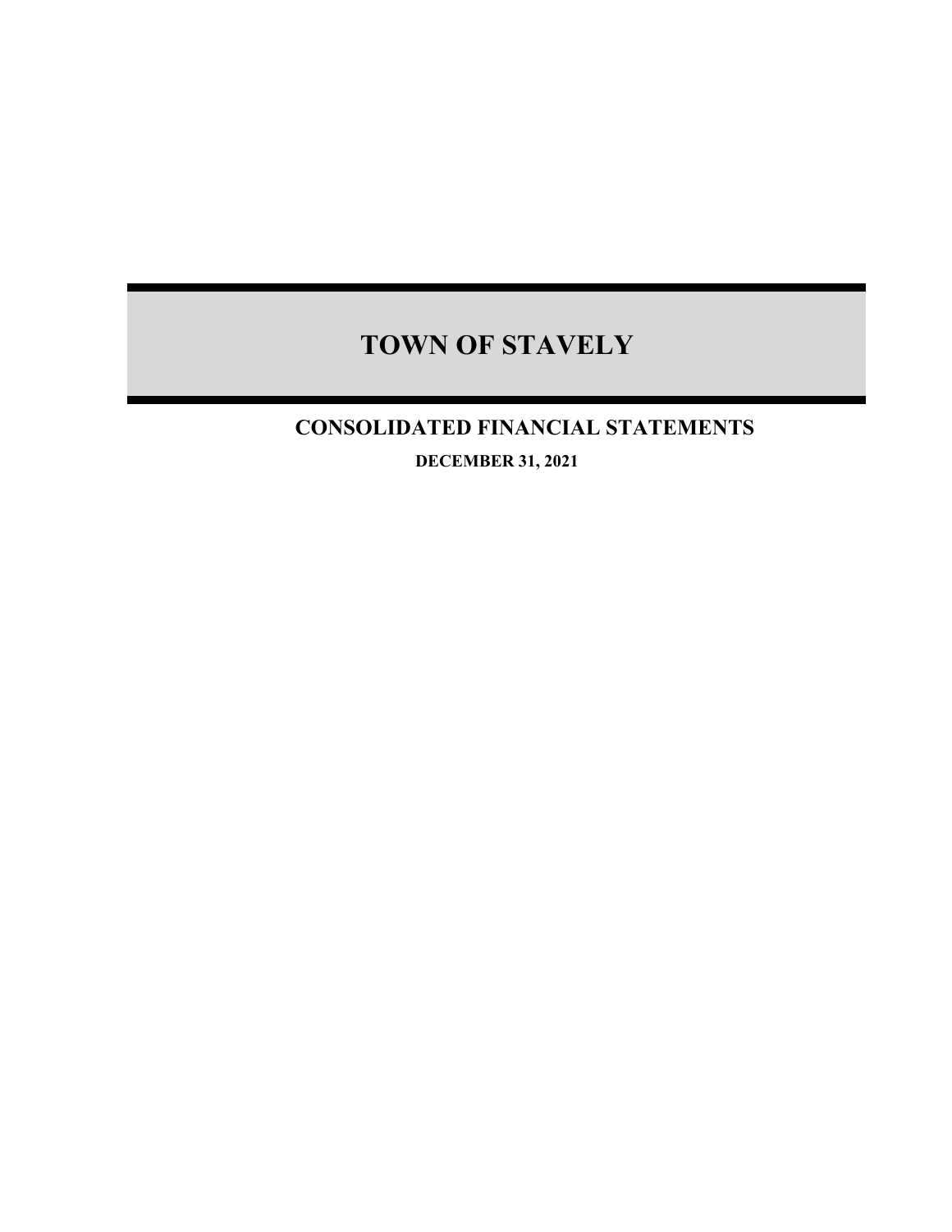# TOWN OF STAVELY

## CONSOLIDATED FINANCIAL STATEMENTS

**DECEMBER 31, 2021**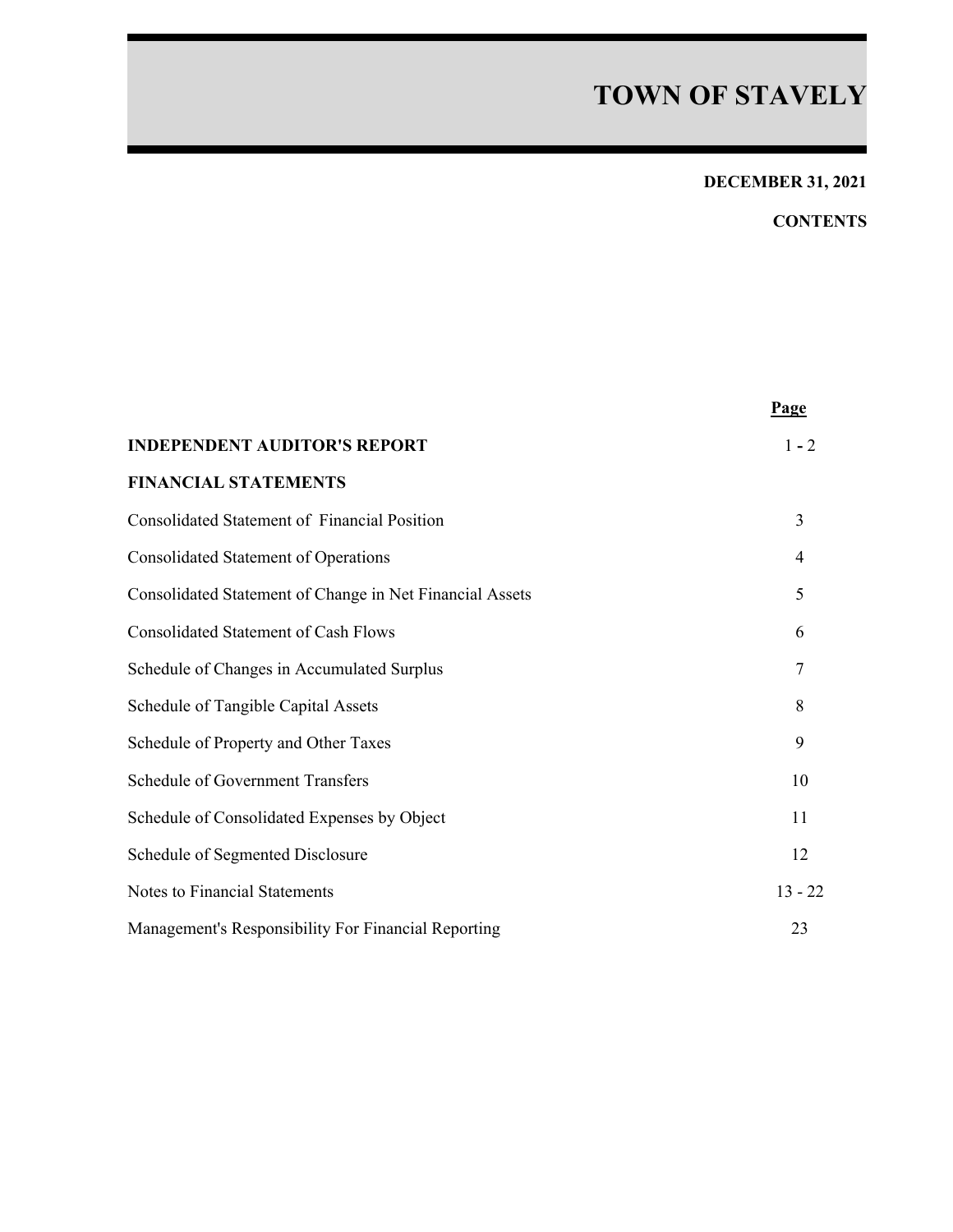# TOWN OF STAVELY

**DECEMBER 31, 2021**

**CONTENTS**

| | Page |
|---|---|
| **INDEPENDENT AUDITOR'S REPORT** | 1 - 2 |
| **FINANCIAL STATEMENTS** | |
| Consolidated Statement of Financial Position | 3 |
| Consolidated Statement of Operations | 4 |
| Consolidated Statement of Change in Net Financial Assets | 5 |
| Consolidated Statement of Cash Flows | 6 |
| Schedule of Changes in Accumulated Surplus | 7 |
| Schedule of Tangible Capital Assets | 8 |
| Schedule of Property and Other Taxes | 9 |
| Schedule of Government Transfers | 10 |
| Schedule of Consolidated Expenses by Object | 11 |
| Schedule of Segmented Disclosure | 12 |
| Notes to Financial Statements | 13 - 22 |
| Management's Responsibility For Financial Reporting | 23 |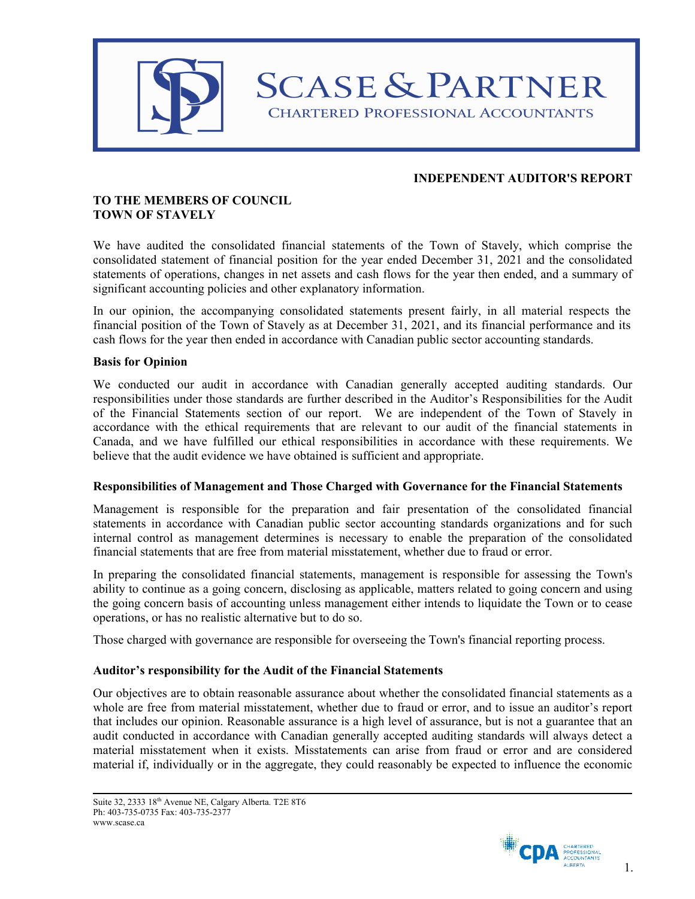**SCASE & PARTNER**
CHARTERED PROFESSIONAL ACCOUNTANTS

## INDEPENDENT AUDITOR'S REPORT

**TO THE MEMBERS OF COUNCIL**
**TOWN OF STAVELY**

We have audited the consolidated financial statements of the Town of Stavely, which comprise the consolidated statement of financial position for the year ended December 31, 2021 and the consolidated statements of operations, changes in net assets and cash flows for the year then ended, and a summary of significant accounting policies and other explanatory information.

In our opinion, the accompanying consolidated statements present fairly, in all material respects the financial position of the Town of Stavely as at December 31, 2021, and its financial performance and its cash flows for the year then ended in accordance with Canadian public sector accounting standards.

### Basis for Opinion

We conducted our audit in accordance with Canadian generally accepted auditing standards. Our responsibilities under those standards are further described in the Auditor's Responsibilities for the Audit of the Financial Statements section of our report. We are independent of the Town of Stavely in accordance with the ethical requirements that are relevant to our audit of the financial statements in Canada, and we have fulfilled our ethical responsibilities in accordance with these requirements. We believe that the audit evidence we have obtained is sufficient and appropriate.

### Responsibilities of Management and Those Charged with Governance for the Financial Statements

Management is responsible for the preparation and fair presentation of the consolidated financial statements in accordance with Canadian public sector accounting standards organizations and for such internal control as management determines is necessary to enable the preparation of the consolidated financial statements that are free from material misstatement, whether due to fraud or error.

In preparing the consolidated financial statements, management is responsible for assessing the Town's ability to continue as a going concern, disclosing as applicable, matters related to going concern and using the going concern basis of accounting unless management either intends to liquidate the Town or to cease operations, or has no realistic alternative but to do so.

Those charged with governance are responsible for overseeing the Town's financial reporting process.

### Auditor's responsibility for the Audit of the Financial Statements

Our objectives are to obtain reasonable assurance about whether the consolidated financial statements as a whole are free from material misstatement, whether due to fraud or error, and to issue an auditor's report that includes our opinion. Reasonable assurance is a high level of assurance, but is not a guarantee that an audit conducted in accordance with Canadian generally accepted auditing standards will always detect a material misstatement when it exists. Misstatements can arise from fraud or error and are considered material if, individually or in the aggregate, they could reasonably be expected to influence the economic

Suite 32, 2333 18th Avenue NE, Calgary Alberta. T2E 8T6
Ph: 403-735-0735 Fax: 403-735-2377
www.scase.ca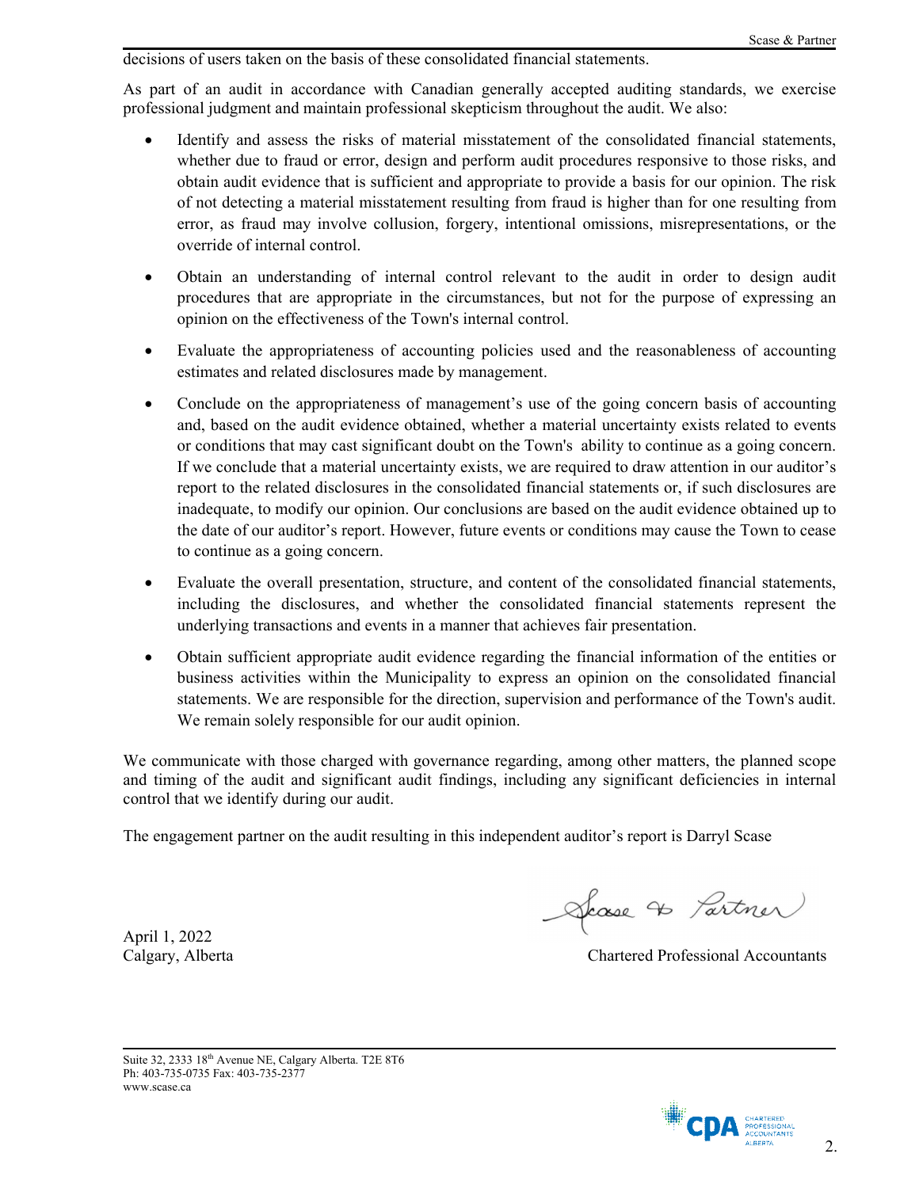decisions of users taken on the basis of these consolidated financial statements.

As part of an audit in accordance with Canadian generally accepted auditing standards, we exercise professional judgment and maintain professional skepticism throughout the audit. We also:

- Identify and assess the risks of material misstatement of the consolidated financial statements, whether due to fraud or error, design and perform audit procedures responsive to those risks, and obtain audit evidence that is sufficient and appropriate to provide a basis for our opinion. The risk of not detecting a material misstatement resulting from fraud is higher than for one resulting from error, as fraud may involve collusion, forgery, intentional omissions, misrepresentations, or the override of internal control.

- Obtain an understanding of internal control relevant to the audit in order to design audit procedures that are appropriate in the circumstances, but not for the purpose of expressing an opinion on the effectiveness of the Town's internal control.

- Evaluate the appropriateness of accounting policies used and the reasonableness of accounting estimates and related disclosures made by management.

- Conclude on the appropriateness of management's use of the going concern basis of accounting and, based on the audit evidence obtained, whether a material uncertainty exists related to events or conditions that may cast significant doubt on the Town's ability to continue as a going concern. If we conclude that a material uncertainty exists, we are required to draw attention in our auditor's report to the related disclosures in the consolidated financial statements or, if such disclosures are inadequate, to modify our opinion. Our conclusions are based on the audit evidence obtained up to the date of our auditor's report. However, future events or conditions may cause the Town to cease to continue as a going concern.

- Evaluate the overall presentation, structure, and content of the consolidated financial statements, including the disclosures, and whether the consolidated financial statements represent the underlying transactions and events in a manner that achieves fair presentation.

- Obtain sufficient appropriate audit evidence regarding the financial information of the entities or business activities within the Municipality to express an opinion on the consolidated financial statements. We are responsible for the direction, supervision and performance of the Town's audit. We remain solely responsible for our audit opinion.

We communicate with those charged with governance regarding, among other matters, the planned scope and timing of the audit and significant audit findings, including any significant deficiencies in internal control that we identify during our audit.

The engagement partner on the audit resulting in this independent auditor's report is Darryl Scase

Scase & Partner

April 1, 2022
Calgary, Alberta

Chartered Professional Accountants

Suite 32, 2333 18th Avenue NE, Calgary Alberta. T2E 8T6
Ph: 403-735-0735 Fax: 403-735-2377
www.scase.ca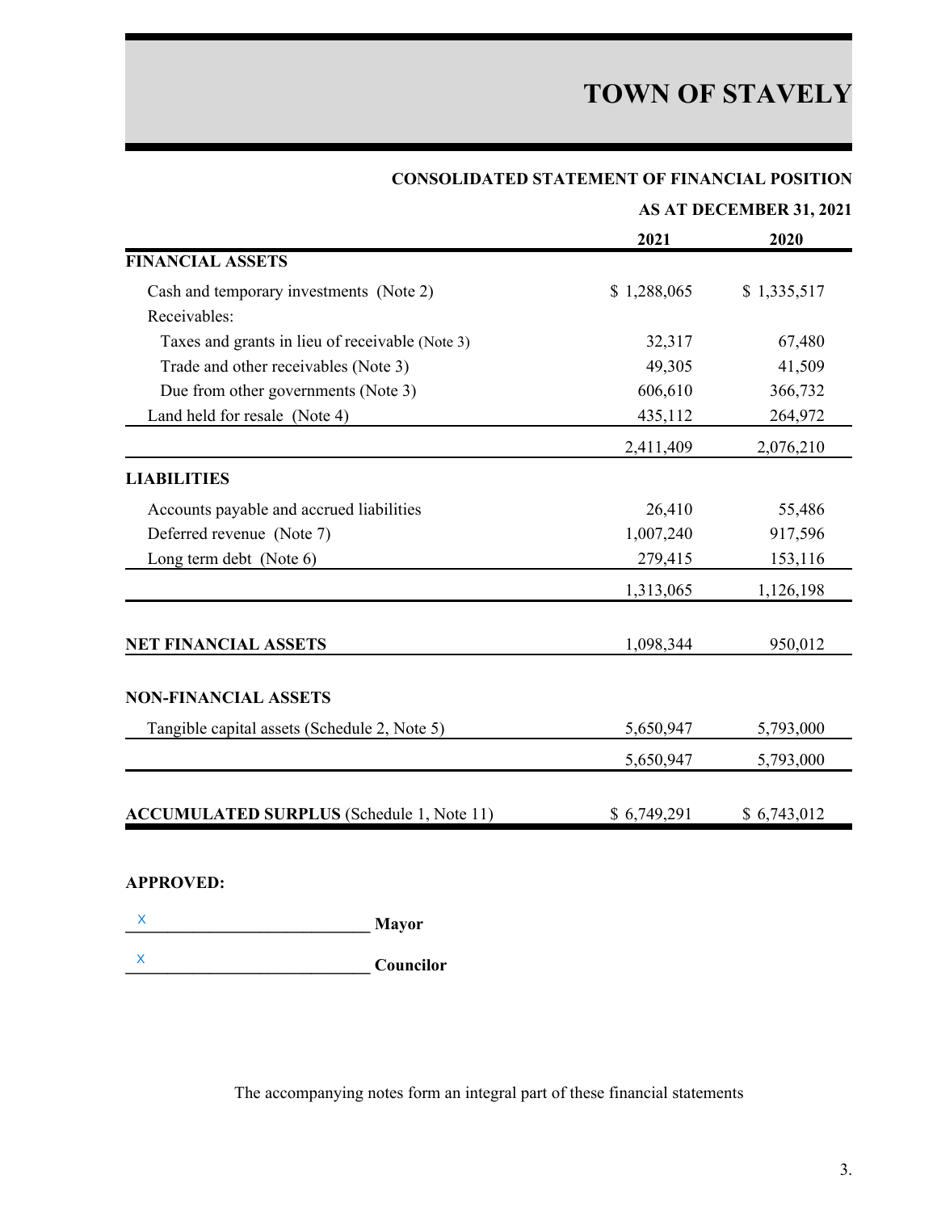# TOWN OF STAVELY

## CONSOLIDATED STATEMENT OF FINANCIAL POSITION

### AS AT DECEMBER 31, 2021

| | 2021 | 2020 |
|---|---|---|
| **FINANCIAL ASSETS** | | |
| Cash and temporary investments (Note 2) | $ 1,288,065 | $ 1,335,517 |
| Receivables: | | |
| Taxes and grants in lieu of receivable (Note 3) | 32,317 | 67,480 |
| Trade and other receivables (Note 3) | 49,305 | 41,509 |
| Due from other governments (Note 3) | 606,610 | 366,732 |
| Land held for resale (Note 4) | 435,112 | 264,972 |
| | 2,411,409 | 2,076,210 |
| **LIABILITIES** | | |
| Accounts payable and accrued liabilities | 26,410 | 55,486 |
| Deferred revenue (Note 7) | 1,007,240 | 917,596 |
| Long term debt (Note 6) | 279,415 | 153,116 |
| | 1,313,065 | 1,126,198 |
| **NET FINANCIAL ASSETS** | 1,098,344 | 950,012 |
| **NON-FINANCIAL ASSETS** | | |
| Tangible capital assets (Schedule 2, Note 5) | 5,650,947 | 5,793,000 |
| | 5,650,947 | 5,793,000 |
| **ACCUMULATED SURPLUS** (Schedule 1, Note 11) | $ 6,749,291 | $ 6,743,012 |

**APPROVED:**

X_____________________________ **Mayor**

X_____________________________ **Councilor**

The accompanying notes form an integral part of these financial statements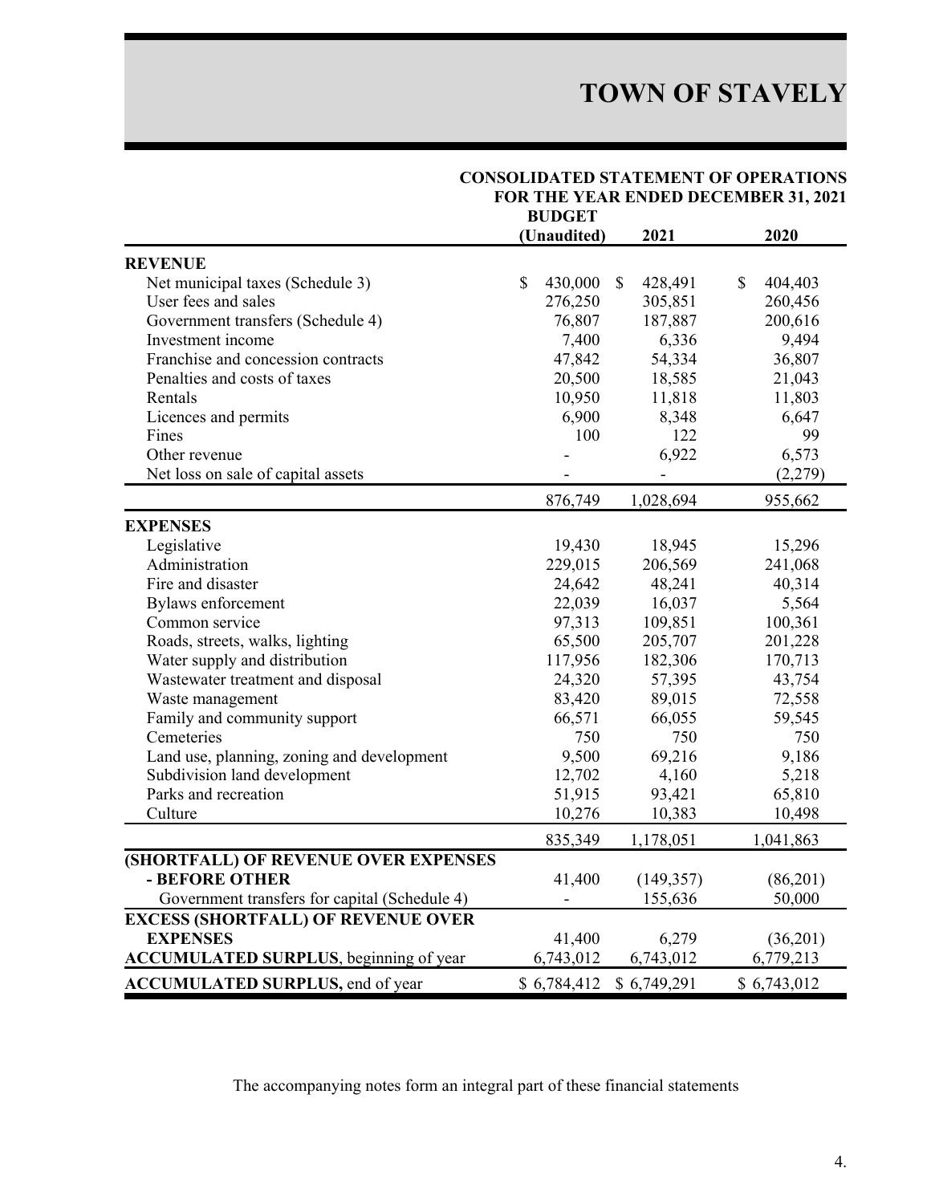# TOWN OF STAVELY

## CONSOLIDATED STATEMENT OF OPERATIONS
## FOR THE YEAR ENDED DECEMBER 31, 2021

| | BUDGET (Unaudited) | 2021 | 2020 |
|---|---|---|---|
| **REVENUE** | | | |
| Net municipal taxes (Schedule 3) | $ 430,000 | $ 428,491 | $ 404,403 |
| User fees and sales | 276,250 | 305,851 | 260,456 |
| Government transfers (Schedule 4) | 76,807 | 187,887 | 200,616 |
| Investment income | 7,400 | 6,336 | 9,494 |
| Franchise and concession contracts | 47,842 | 54,334 | 36,807 |
| Penalties and costs of taxes | 20,500 | 18,585 | 21,043 |
| Rentals | 10,950 | 11,818 | 11,803 |
| Licences and permits | 6,900 | 8,348 | 6,647 |
| Fines | 100 | 122 | 99 |
| Other revenue | - | 6,922 | 6,573 |
| Net loss on sale of capital assets | - | - | (2,279) |
| | 876,749 | 1,028,694 | 955,662 |
| **EXPENSES** | | | |
| Legislative | 19,430 | 18,945 | 15,296 |
| Administration | 229,015 | 206,569 | 241,068 |
| Fire and disaster | 24,642 | 48,241 | 40,314 |
| Bylaws enforcement | 22,039 | 16,037 | 5,564 |
| Common service | 97,313 | 109,851 | 100,361 |
| Roads, streets, walks, lighting | 65,500 | 205,707 | 201,228 |
| Water supply and distribution | 117,956 | 182,306 | 170,713 |
| Wastewater treatment and disposal | 24,320 | 57,395 | 43,754 |
| Waste management | 83,420 | 89,015 | 72,558 |
| Family and community support | 66,571 | 66,055 | 59,545 |
| Cemeteries | 750 | 750 | 750 |
| Land use, planning, zoning and development | 9,500 | 69,216 | 9,186 |
| Subdivision land development | 12,702 | 4,160 | 5,218 |
| Parks and recreation | 51,915 | 93,421 | 65,810 |
| Culture | 10,276 | 10,383 | 10,498 |
| | 835,349 | 1,178,051 | 1,041,863 |
| **(SHORTFALL) OF REVENUE OVER EXPENSES - BEFORE OTHER** | 41,400 | (149,357) | (86,201) |
| Government transfers for capital (Schedule 4) | - | 155,636 | 50,000 |
| **EXCESS (SHORTFALL) OF REVENUE OVER EXPENSES** | 41,400 | 6,279 | (36,201) |
| **ACCUMULATED SURPLUS**, beginning of year | 6,743,012 | 6,743,012 | 6,779,213 |
| **ACCUMULATED SURPLUS,** end of year | $ 6,784,412 | $ 6,749,291 | $ 6,743,012 |

The accompanying notes form an integral part of these financial statements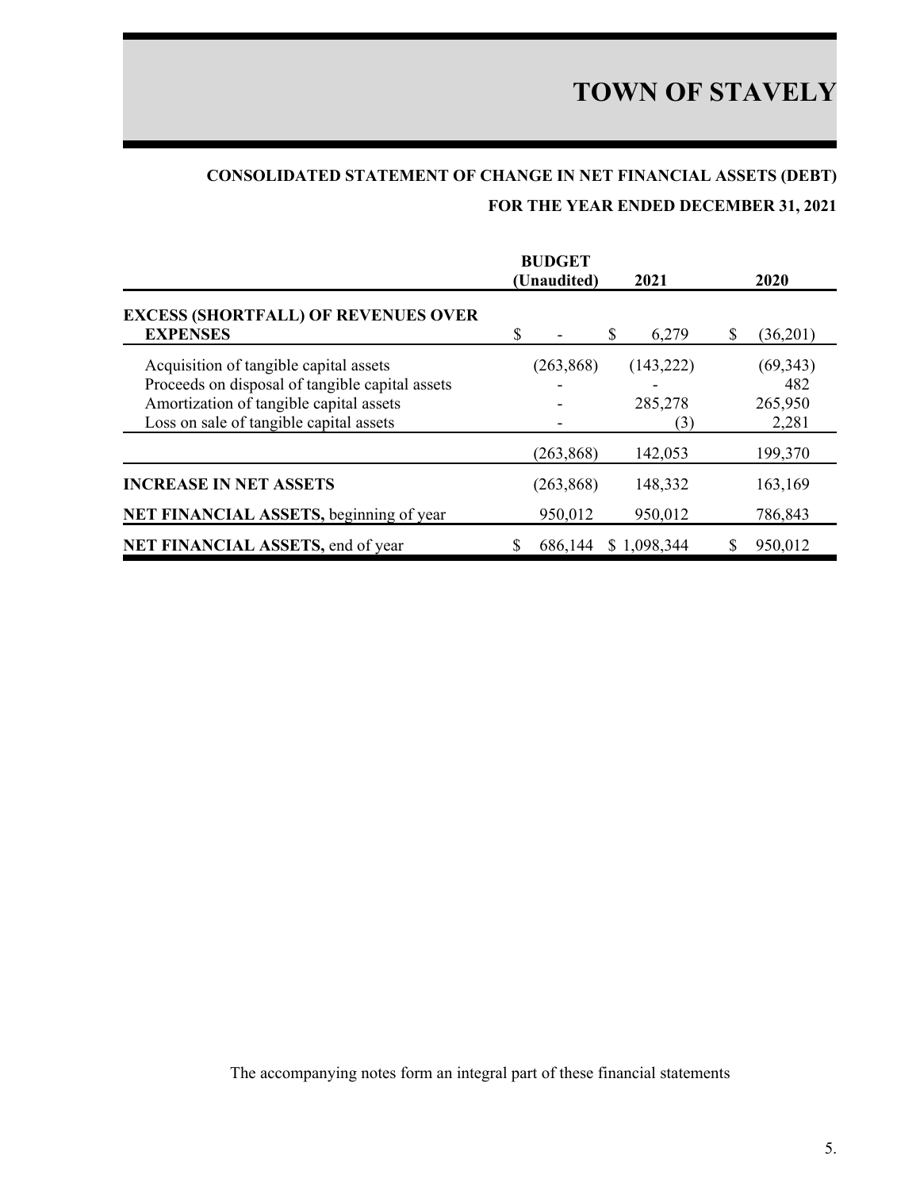# TOWN OF STAVELY

## CONSOLIDATED STATEMENT OF CHANGE IN NET FINANCIAL ASSETS (DEBT)

### FOR THE YEAR ENDED DECEMBER 31, 2021

| | BUDGET (Unaudited) | 2021 | 2020 |
|---|---|---|---|
| **EXCESS (SHORTFALL) OF REVENUES OVER EXPENSES** | $ - | $ 6,279 | $ (36,201) |
| Acquisition of tangible capital assets | (263,868) | (143,222) | (69,343) |
| Proceeds on disposal of tangible capital assets | - | - | 482 |
| Amortization of tangible capital assets | - | 285,278 | 265,950 |
| Loss on sale of tangible capital assets | - | (3) | 2,281 |
| | (263,868) | 142,053 | 199,370 |
| **INCREASE IN NET ASSETS** | (263,868) | 148,332 | 163,169 |
| **NET FINANCIAL ASSETS,** beginning of year | 950,012 | 950,012 | 786,843 |
| **NET FINANCIAL ASSETS,** end of year | $ 686,144 | $ 1,098,344 | $ 950,012 |

The accompanying notes form an integral part of these financial statements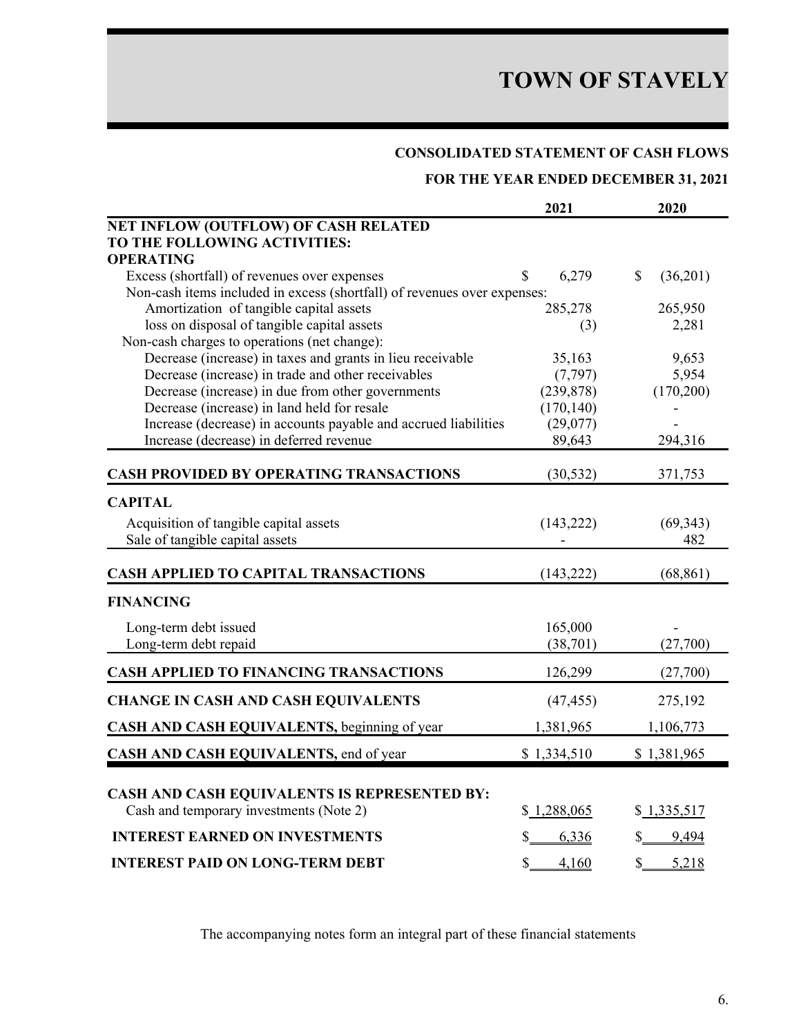# TOWN OF STAVELY

## CONSOLIDATED STATEMENT OF CASH FLOWS

### FOR THE YEAR ENDED DECEMBER 31, 2021

| | 2021 | 2020 |
|---|---|---|
| **NET INFLOW (OUTFLOW) OF CASH RELATED TO THE FOLLOWING ACTIVITIES:** | | |
| **OPERATING** | | |
| Excess (shortfall) of revenues over expenses | $ 6,279 | $ (36,201) |
| Non-cash items included in excess (shortfall) of revenues over expenses: | | |
| Amortization of tangible capital assets | 285,278 | 265,950 |
| loss on disposal of tangible capital assets | (3) | 2,281 |
| Non-cash charges to operations (net change): | | |
| Decrease (increase) in taxes and grants in lieu receivable | 35,163 | 9,653 |
| Decrease (increase) in trade and other receivables | (7,797) | 5,954 |
| Decrease (increase) in due from other governments | (239,878) | (170,200) |
| Decrease (increase) in land held for resale | (170,140) | - |
| Increase (decrease) in accounts payable and accrued liabilities | (29,077) | - |
| Increase (decrease) in deferred revenue | 89,643 | 294,316 |
| **CASH PROVIDED BY OPERATING TRANSACTIONS** | (30,532) | 371,753 |
| **CAPITAL** | | |
| Acquisition of tangible capital assets | (143,222) | (69,343) |
| Sale of tangible capital assets | - | 482 |
| **CASH APPLIED TO CAPITAL TRANSACTIONS** | (143,222) | (68,861) |
| **FINANCING** | | |
| Long-term debt issued | 165,000 | - |
| Long-term debt repaid | (38,701) | (27,700) |
| **CASH APPLIED TO FINANCING TRANSACTIONS** | 126,299 | (27,700) |
| **CHANGE IN CASH AND CASH EQUIVALENTS** | (47,455) | 275,192 |
| **CASH AND CASH EQUIVALENTS,** beginning of year | 1,381,965 | 1,106,773 |
| **CASH AND CASH EQUIVALENTS,** end of year | $ 1,334,510 | $ 1,381,965 |
| **CASH AND CASH EQUIVALENTS IS REPRESENTED BY:** | | |
| Cash and temporary investments (Note 2) | $ 1,288,065 | $ 1,335,517 |
| **INTEREST EARNED ON INVESTMENTS** | $ 6,336 | $ 9,494 |
| **INTEREST PAID ON LONG-TERM DEBT** | $ 4,160 | $ 5,218 |

The accompanying notes form an integral part of these financial statements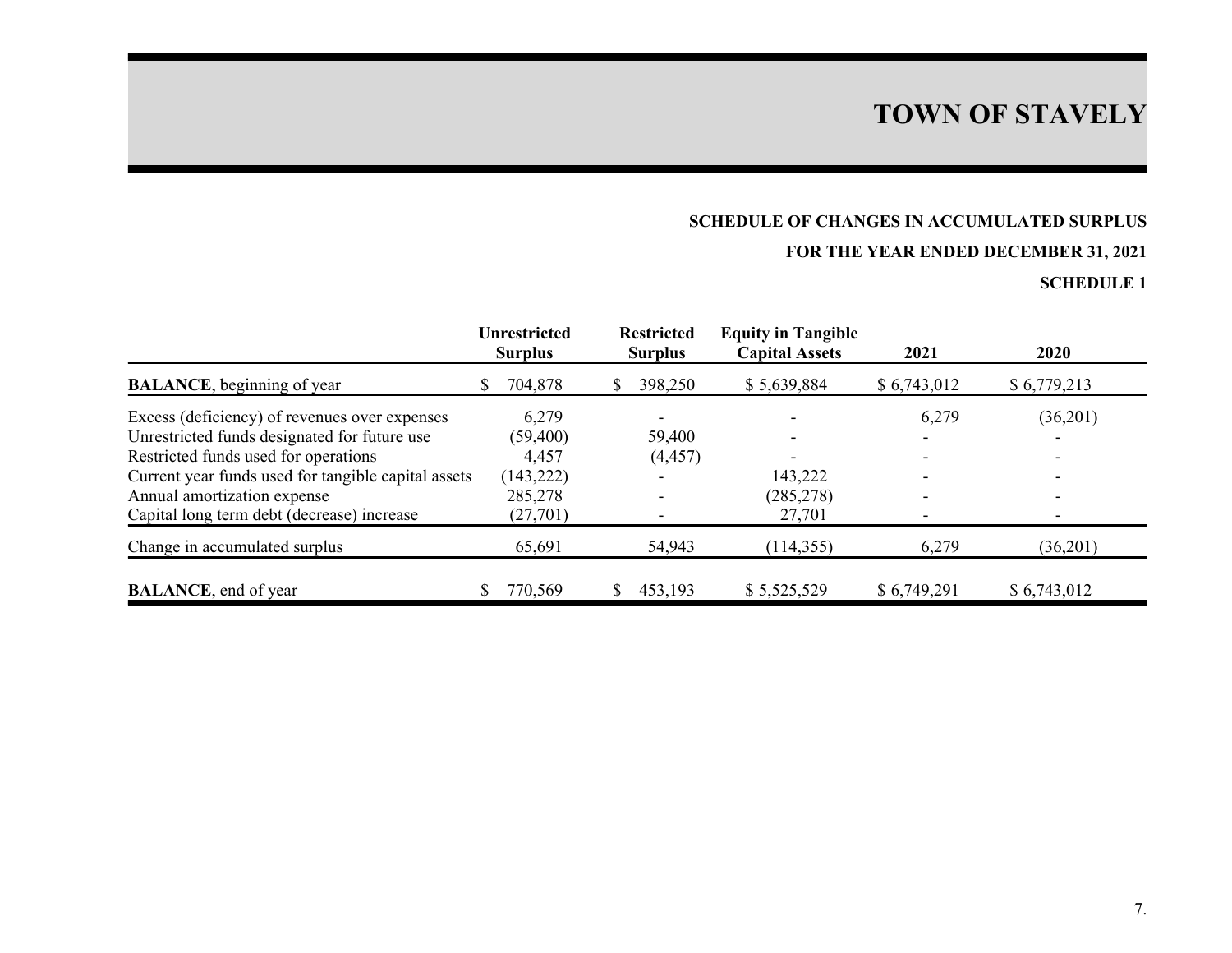# TOWN OF STAVELY

**SCHEDULE OF CHANGES IN ACCUMULATED SURPLUS**

**FOR THE YEAR ENDED DECEMBER 31, 2021**

**SCHEDULE 1**

| | Unrestricted Surplus | Restricted Surplus | Equity in Tangible Capital Assets | 2021 | 2020 |
|---|---|---|---|---|---|
| **BALANCE**, beginning of year | $ 704,878 | $ 398,250 | $ 5,639,884 | $ 6,743,012 | $ 6,779,213 |
| Excess (deficiency) of revenues over expenses | 6,279 | - | - | 6,279 | (36,201) |
| Unrestricted funds designated for future use | (59,400) | 59,400 | - | - | - |
| Restricted funds used for operations | 4,457 | (4,457) | - | - | - |
| Current year funds used for tangible capital assets | (143,222) | - | 143,222 | - | - |
| Annual amortization expense | 285,278 | - | (285,278) | - | - |
| Capital long term debt (decrease) increase | (27,701) | - | 27,701 | - | - |
| Change in accumulated surplus | 65,691 | 54,943 | (114,355) | 6,279 | (36,201) |
| **BALANCE**, end of year | $ 770,569 | $ 453,193 | $ 5,525,529 | $ 6,749,291 | $ 6,743,012 |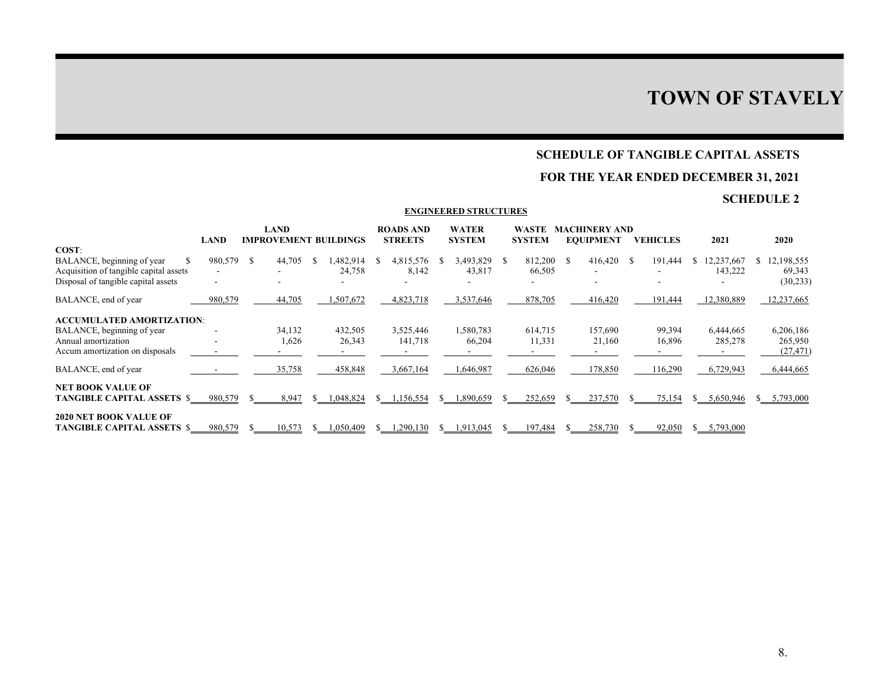# TOWN OF STAVELY

## SCHEDULE OF TANGIBLE CAPITAL ASSETS

## FOR THE YEAR ENDED DECEMBER 31, 2021

## SCHEDULE 2

| | | | | ENGINEERED STRUCTURES | | | | | | |
|---|---|---|---|---|---|---|---|---|---|---|
| | LAND | LAND IMPROVEMENT | BUILDINGS | ROADS AND STREETS | WATER SYSTEM | WASTE SYSTEM | MACHINERY AND EQUIPMENT | VEHICLES | 2021 | 2020 |
| **COST**: | | | | | | | | | | |
| BALANCE, beginning of year | $ 980,579 | $ 44,705 | $ 1,482,914 | $ 4,815,576 | $ 3,493,829 | $ 812,200 | $ 416,420 | $ 191,444 | $ 12,237,667 | $ 12,198,555 |
| Acquisition of tangible capital assets | - | - | 24,758 | 8,142 | 43,817 | 66,505 | - | - | 143,222 | 69,343 |
| Disposal of tangible capital assets | - | - | - | - | - | - | - | - | - | (30,233) |
| BALANCE, end of year | 980,579 | 44,705 | 1,507,672 | 4,823,718 | 3,537,646 | 878,705 | 416,420 | 191,444 | 12,380,889 | 12,237,665 |
| **ACCUMULATED AMORTIZATION**: | | | | | | | | | | |
| BALANCE, beginning of year | - | 34,132 | 432,505 | 3,525,446 | 1,580,783 | 614,715 | 157,690 | 99,394 | 6,444,665 | 6,206,186 |
| Annual amortization | - | 1,626 | 26,343 | 141,718 | 66,204 | 11,331 | 21,160 | 16,896 | 285,278 | 265,950 |
| Accum amortization on disposals | - | - | - | - | - | - | - | - | - | (27,471) |
| BALANCE, end of year | - | 35,758 | 458,848 | 3,667,164 | 1,646,987 | 626,046 | 178,850 | 116,290 | 6,729,943 | 6,444,665 |
| **NET BOOK VALUE OF TANGIBLE CAPITAL ASSETS** | $ 980,579 | $ 8,947 | $ 1,048,824 | $ 1,156,554 | $ 1,890,659 | $ 252,659 | $ 237,570 | $ 75,154 | $ 5,650,946 | $ 5,793,000 |
| **2020 NET BOOK VALUE OF TANGIBLE CAPITAL ASSETS** | $ 980,579 | $ 10,573 | $ 1,050,409 | $ 1,290,130 | $ 1,913,045 | $ 197,484 | $ 258,730 | $ 92,050 | $ 5,793,000 | |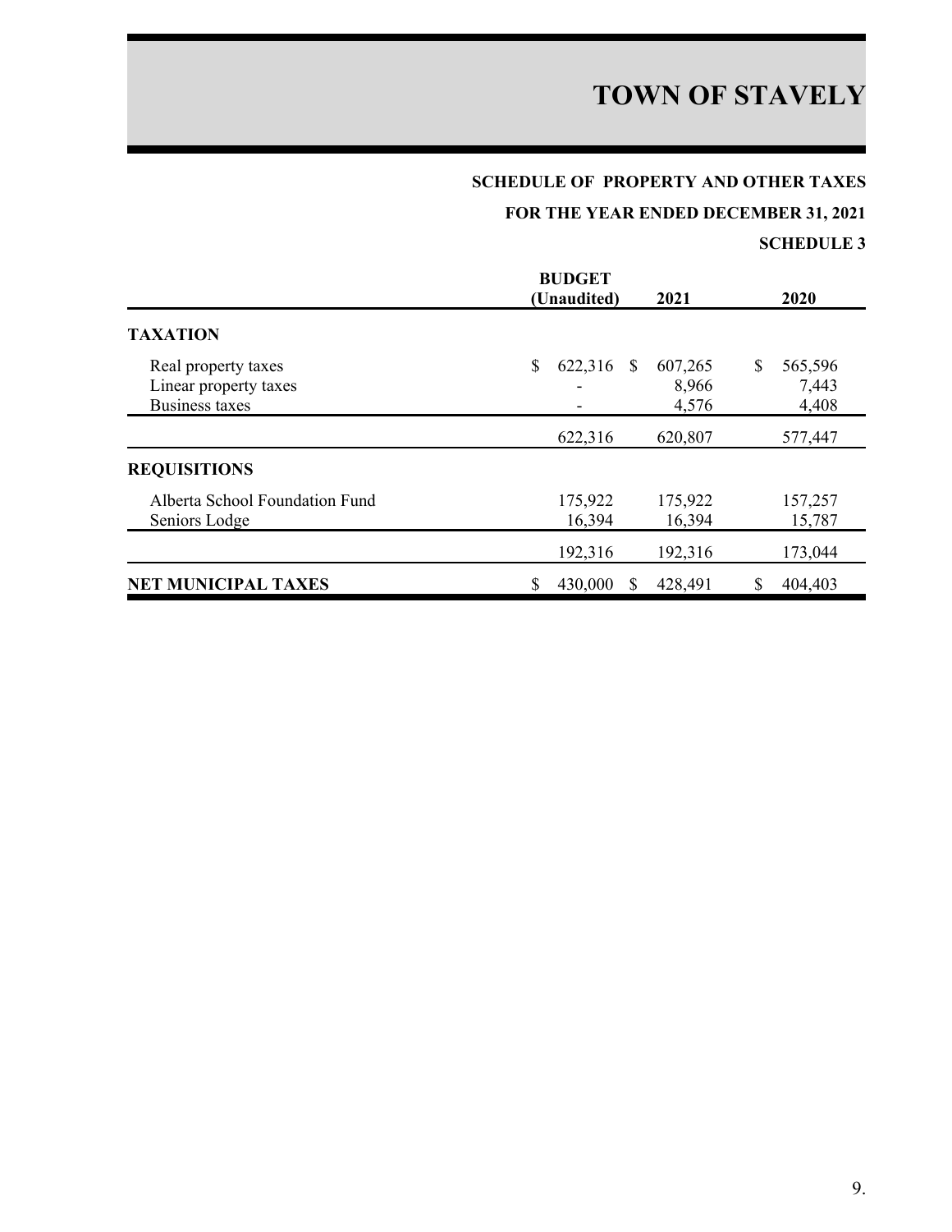# TOWN OF STAVELY

## SCHEDULE OF PROPERTY AND OTHER TAXES

## FOR THE YEAR ENDED DECEMBER 31, 2021

### SCHEDULE 3

| | BUDGET (Unaudited) | 2021 | 2020 |
|---|---|---|---|
| **TAXATION** | | | |
| Real property taxes | $ 622,316 | $ 607,265 | $ 565,596 |
| Linear property taxes | - | 8,966 | 7,443 |
| Business taxes | - | 4,576 | 4,408 |
| | 622,316 | 620,807 | 577,447 |
| **REQUISITIONS** | | | |
| Alberta School Foundation Fund | 175,922 | 175,922 | 157,257 |
| Seniors Lodge | 16,394 | 16,394 | 15,787 |
| | 192,316 | 192,316 | 173,044 |
| **NET MUNICIPAL TAXES** | $ 430,000 | $ 428,491 | $ 404,403 |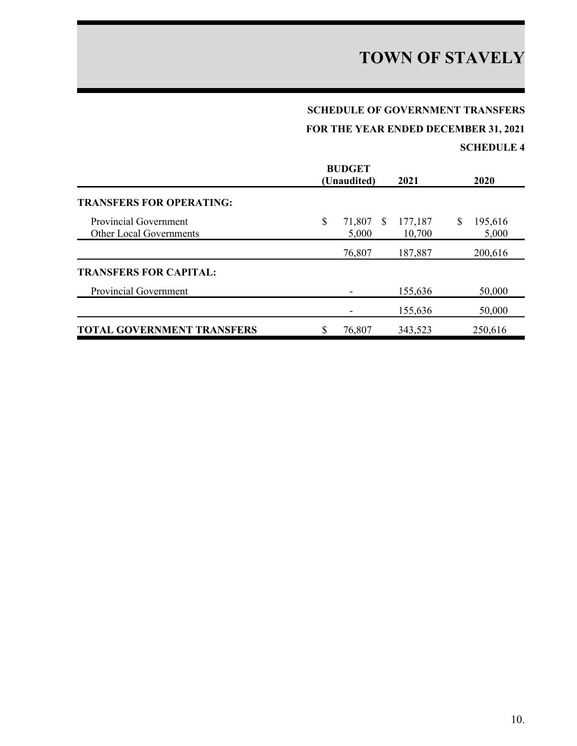# TOWN OF STAVELY

## SCHEDULE OF GOVERNMENT TRANSFERS

## FOR THE YEAR ENDED DECEMBER 31, 2021

### SCHEDULE 4

| | BUDGET (Unaudited) | 2021 | 2020 |
|---|---|---|---|
| **TRANSFERS FOR OPERATING:** | | | |
| Provincial Government | $ 71,807 | $ 177,187 | $ 195,616 |
| Other Local Governments | 5,000 | 10,700 | 5,000 |
| | 76,807 | 187,887 | 200,616 |
| **TRANSFERS FOR CAPITAL:** | | | |
| Provincial Government | - | 155,636 | 50,000 |
| | - | 155,636 | 50,000 |
| **TOTAL GOVERNMENT TRANSFERS** | $ 76,807 | 343,523 | 250,616 |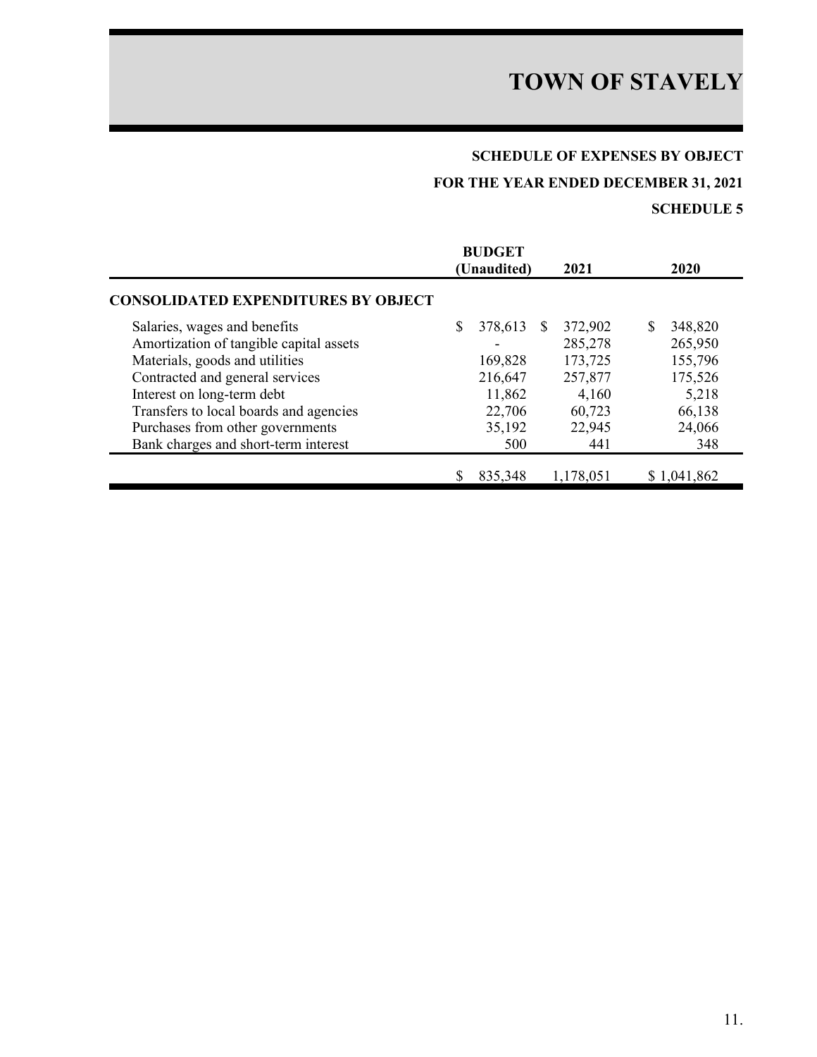# TOWN OF STAVELY

## SCHEDULE OF EXPENSES BY OBJECT

## FOR THE YEAR ENDED DECEMBER 31, 2021

## SCHEDULE 5

| | BUDGET (Unaudited) | 2021 | 2020 |
|---|---|---|---|
| **CONSOLIDATED EXPENDITURES BY OBJECT** | | | |
| Salaries, wages and benefits | $ 378,613 | $ 372,902 | $ 348,820 |
| Amortization of tangible capital assets | - | 285,278 | 265,950 |
| Materials, goods and utilities | 169,828 | 173,725 | 155,796 |
| Contracted and general services | 216,647 | 257,877 | 175,526 |
| Interest on long-term debt | 11,862 | 4,160 | 5,218 |
| Transfers to local boards and agencies | 22,706 | 60,723 | 66,138 |
| Purchases from other governments | 35,192 | 22,945 | 24,066 |
| Bank charges and short-term interest | 500 | 441 | 348 |
| | $ 835,348 | 1,178,051 | $ 1,041,862 |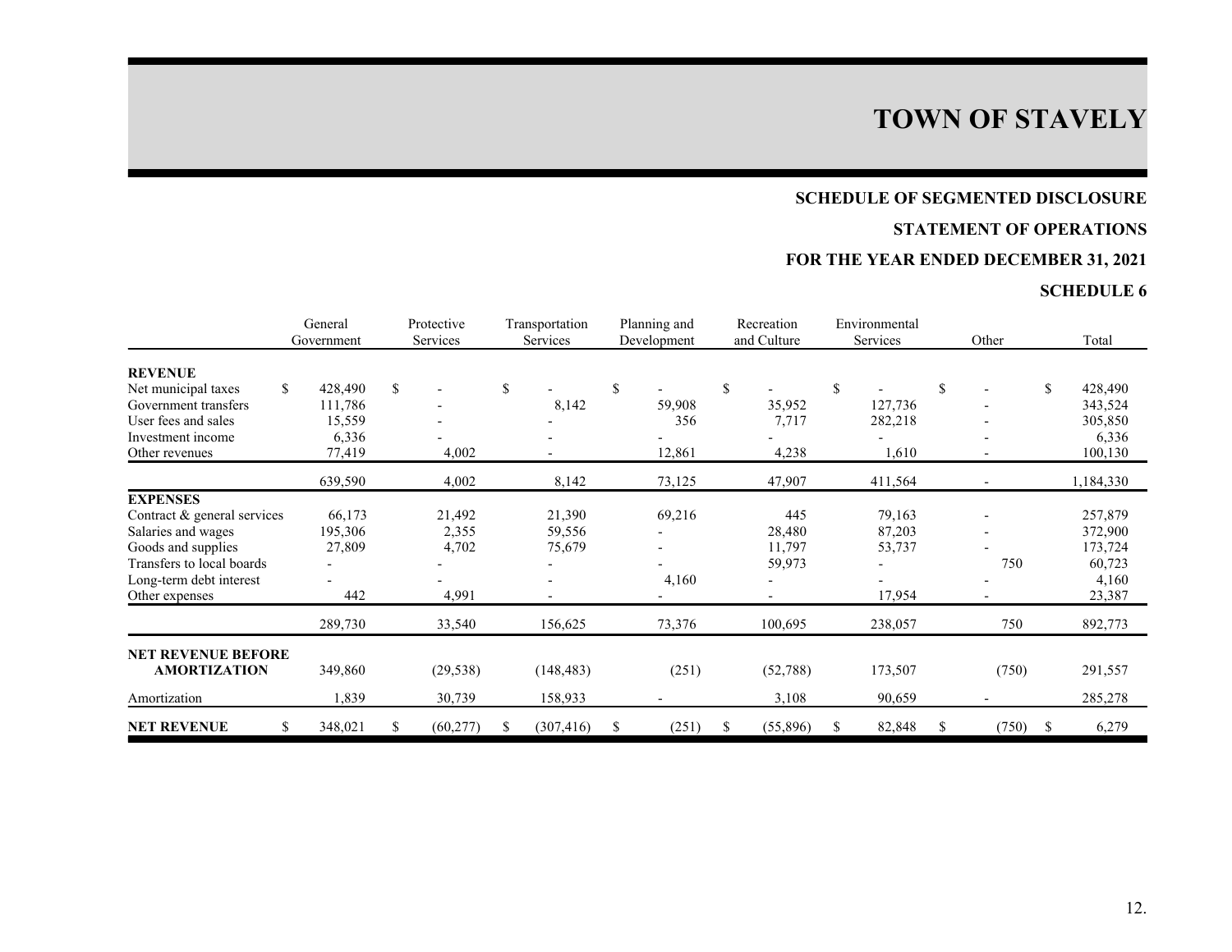# TOWN OF STAVELY

## SCHEDULE OF SEGMENTED DISCLOSURE

## STATEMENT OF OPERATIONS

## FOR THE YEAR ENDED DECEMBER 31, 2021

## SCHEDULE 6

| | General Government | Protective Services | Transportation Services | Planning and Development | Recreation and Culture | Environmental Services | Other | Total |
|---|---|---|---|---|---|---|---|---|
| **REVENUE** | | | | | | | | |
| Net municipal taxes | $ 428,490 | $ - | $ - | $ - | $ - | $ - | $ - | $ 428,490 |
| Government transfers | 111,786 | - | 8,142 | 59,908 | 35,952 | 127,736 | - | 343,524 |
| User fees and sales | 15,559 | - | - | 356 | 7,717 | 282,218 | - | 305,850 |
| Investment income | 6,336 | - | - | - | - | - | - | 6,336 |
| Other revenues | 77,419 | 4,002 | - | 12,861 | 4,238 | 1,610 | - | 100,130 |
| | 639,590 | 4,002 | 8,142 | 73,125 | 47,907 | 411,564 | - | 1,184,330 |
| **EXPENSES** | | | | | | | | |
| Contract & general services | 66,173 | 21,492 | 21,390 | 69,216 | 445 | 79,163 | - | 257,879 |
| Salaries and wages | 195,306 | 2,355 | 59,556 | - | 28,480 | 87,203 | - | 372,900 |
| Goods and supplies | 27,809 | 4,702 | 75,679 | - | 11,797 | 53,737 | - | 173,724 |
| Transfers to local boards | - | - | - | - | 59,973 | - | 750 | 60,723 |
| Long-term debt interest | - | - | - | 4,160 | - | - | - | 4,160 |
| Other expenses | 442 | 4,991 | - | - | - | 17,954 | - | 23,387 |
| | 289,730 | 33,540 | 156,625 | 73,376 | 100,695 | 238,057 | 750 | 892,773 |
| **NET REVENUE BEFORE AMORTIZATION** | 349,860 | (29,538) | (148,483) | (251) | (52,788) | 173,507 | (750) | 291,557 |
| Amortization | 1,839 | 30,739 | 158,933 | - | 3,108 | 90,659 | - | 285,278 |
| **NET REVENUE** | $ 348,021 | $ (60,277) | $ (307,416) | $ (251) | $ (55,896) | $ 82,848 | $ (750) | $ 6,279 |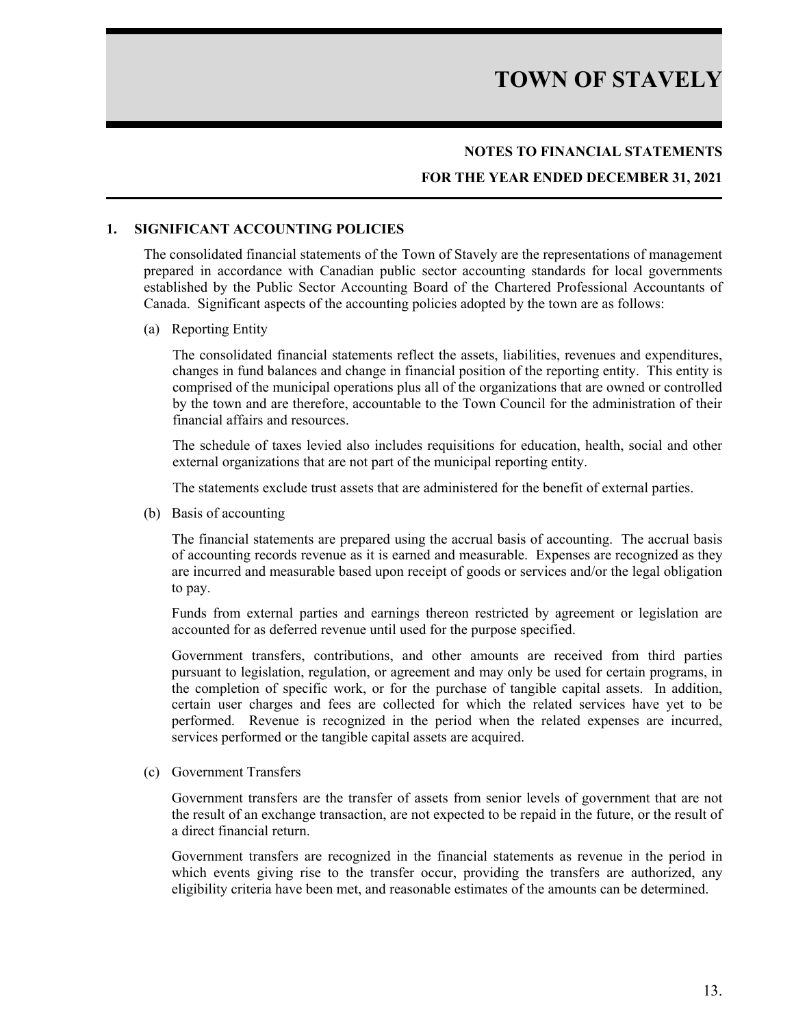# TOWN OF STAVELY

## NOTES TO FINANCIAL STATEMENTS

## FOR THE YEAR ENDED DECEMBER 31, 2021

### 1. SIGNIFICANT ACCOUNTING POLICIES

The consolidated financial statements of the Town of Stavely are the representations of management prepared in accordance with Canadian public sector accounting standards for local governments established by the Public Sector Accounting Board of the Chartered Professional Accountants of Canada. Significant aspects of the accounting policies adopted by the town are as follows:

(a) Reporting Entity

The consolidated financial statements reflect the assets, liabilities, revenues and expenditures, changes in fund balances and change in financial position of the reporting entity. This entity is comprised of the municipal operations plus all of the organizations that are owned or controlled by the town and are therefore, accountable to the Town Council for the administration of their financial affairs and resources.

The schedule of taxes levied also includes requisitions for education, health, social and other external organizations that are not part of the municipal reporting entity.

The statements exclude trust assets that are administered for the benefit of external parties.

(b) Basis of accounting

The financial statements are prepared using the accrual basis of accounting. The accrual basis of accounting records revenue as it is earned and measurable. Expenses are recognized as they are incurred and measurable based upon receipt of goods or services and/or the legal obligation to pay.

Funds from external parties and earnings thereon restricted by agreement or legislation are accounted for as deferred revenue until used for the purpose specified.

Government transfers, contributions, and other amounts are received from third parties pursuant to legislation, regulation, or agreement and may only be used for certain programs, in the completion of specific work, or for the purchase of tangible capital assets. In addition, certain user charges and fees are collected for which the related services have yet to be performed. Revenue is recognized in the period when the related expenses are incurred, services performed or the tangible capital assets are acquired.

(c) Government Transfers

Government transfers are the transfer of assets from senior levels of government that are not the result of an exchange transaction, are not expected to be repaid in the future, or the result of a direct financial return.

Government transfers are recognized in the financial statements as revenue in the period in which events giving rise to the transfer occur, providing the transfers are authorized, any eligibility criteria have been met, and reasonable estimates of the amounts can be determined.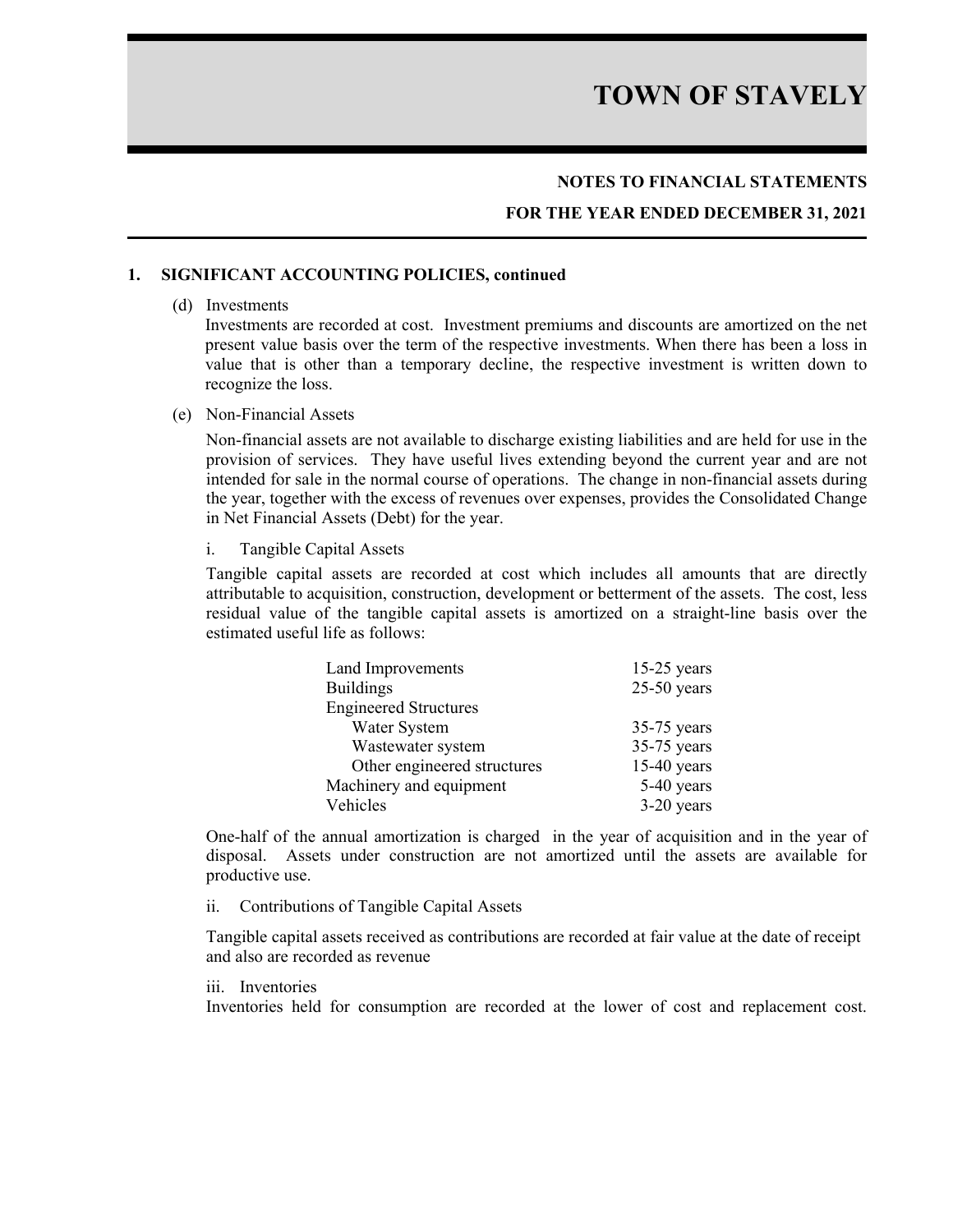# TOWN OF STAVELY

## NOTES TO FINANCIAL STATEMENTS

## FOR THE YEAR ENDED DECEMBER 31, 2021

### 1. SIGNIFICANT ACCOUNTING POLICIES, continued

(d) Investments

Investments are recorded at cost. Investment premiums and discounts are amortized on the net present value basis over the term of the respective investments. When there has been a loss in value that is other than a temporary decline, the respective investment is written down to recognize the loss.

(e) Non-Financial Assets

Non-financial assets are not available to discharge existing liabilities and are held for use in the provision of services. They have useful lives extending beyond the current year and are not intended for sale in the normal course of operations. The change in non-financial assets during the year, together with the excess of revenues over expenses, provides the Consolidated Change in Net Financial Assets (Debt) for the year.

i. Tangible Capital Assets

Tangible capital assets are recorded at cost which includes all amounts that are directly attributable to acquisition, construction, development or betterment of the assets. The cost, less residual value of the tangible capital assets is amortized on a straight-line basis over the estimated useful life as follows:

| | |
|---|---|
| Land Improvements | 15-25 years |
| Buildings | 25-50 years |
| Engineered Structures | |
| Water System | 35-75 years |
| Wastewater system | 35-75 years |
| Other engineered structures | 15-40 years |
| Machinery and equipment | 5-40 years |
| Vehicles | 3-20 years |

One-half of the annual amortization is charged in the year of acquisition and in the year of disposal. Assets under construction are not amortized until the assets are available for productive use.

ii. Contributions of Tangible Capital Assets

Tangible capital assets received as contributions are recorded at fair value at the date of receipt and also are recorded as revenue

iii. Inventories

Inventories held for consumption are recorded at the lower of cost and replacement cost.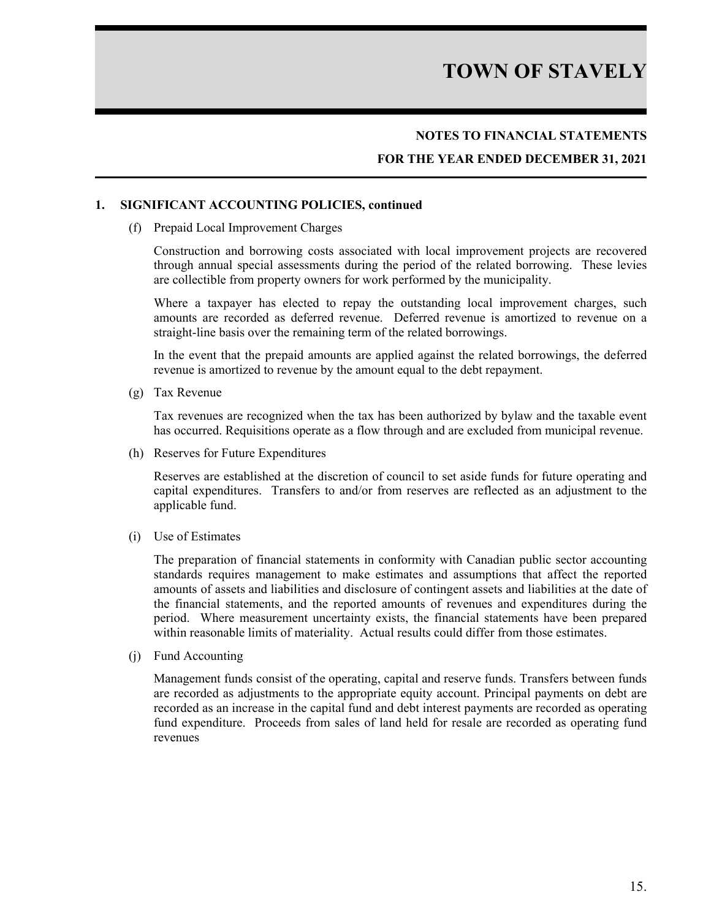# TOWN OF STAVELY

## NOTES TO FINANCIAL STATEMENTS

## FOR THE YEAR ENDED DECEMBER 31, 2021

### 1. SIGNIFICANT ACCOUNTING POLICIES, continued

(f) Prepaid Local Improvement Charges

Construction and borrowing costs associated with local improvement projects are recovered through annual special assessments during the period of the related borrowing. These levies are collectible from property owners for work performed by the municipality.

Where a taxpayer has elected to repay the outstanding local improvement charges, such amounts are recorded as deferred revenue. Deferred revenue is amortized to revenue on a straight-line basis over the remaining term of the related borrowings.

In the event that the prepaid amounts are applied against the related borrowings, the deferred revenue is amortized to revenue by the amount equal to the debt repayment.

(g) Tax Revenue

Tax revenues are recognized when the tax has been authorized by bylaw and the taxable event has occurred. Requisitions operate as a flow through and are excluded from municipal revenue.

(h) Reserves for Future Expenditures

Reserves are established at the discretion of council to set aside funds for future operating and capital expenditures. Transfers to and/or from reserves are reflected as an adjustment to the applicable fund.

(i) Use of Estimates

The preparation of financial statements in conformity with Canadian public sector accounting standards requires management to make estimates and assumptions that affect the reported amounts of assets and liabilities and disclosure of contingent assets and liabilities at the date of the financial statements, and the reported amounts of revenues and expenditures during the period. Where measurement uncertainty exists, the financial statements have been prepared within reasonable limits of materiality. Actual results could differ from those estimates.

(j) Fund Accounting

Management funds consist of the operating, capital and reserve funds. Transfers between funds are recorded as adjustments to the appropriate equity account. Principal payments on debt are recorded as an increase in the capital fund and debt interest payments are recorded as operating fund expenditure. Proceeds from sales of land held for resale are recorded as operating fund revenues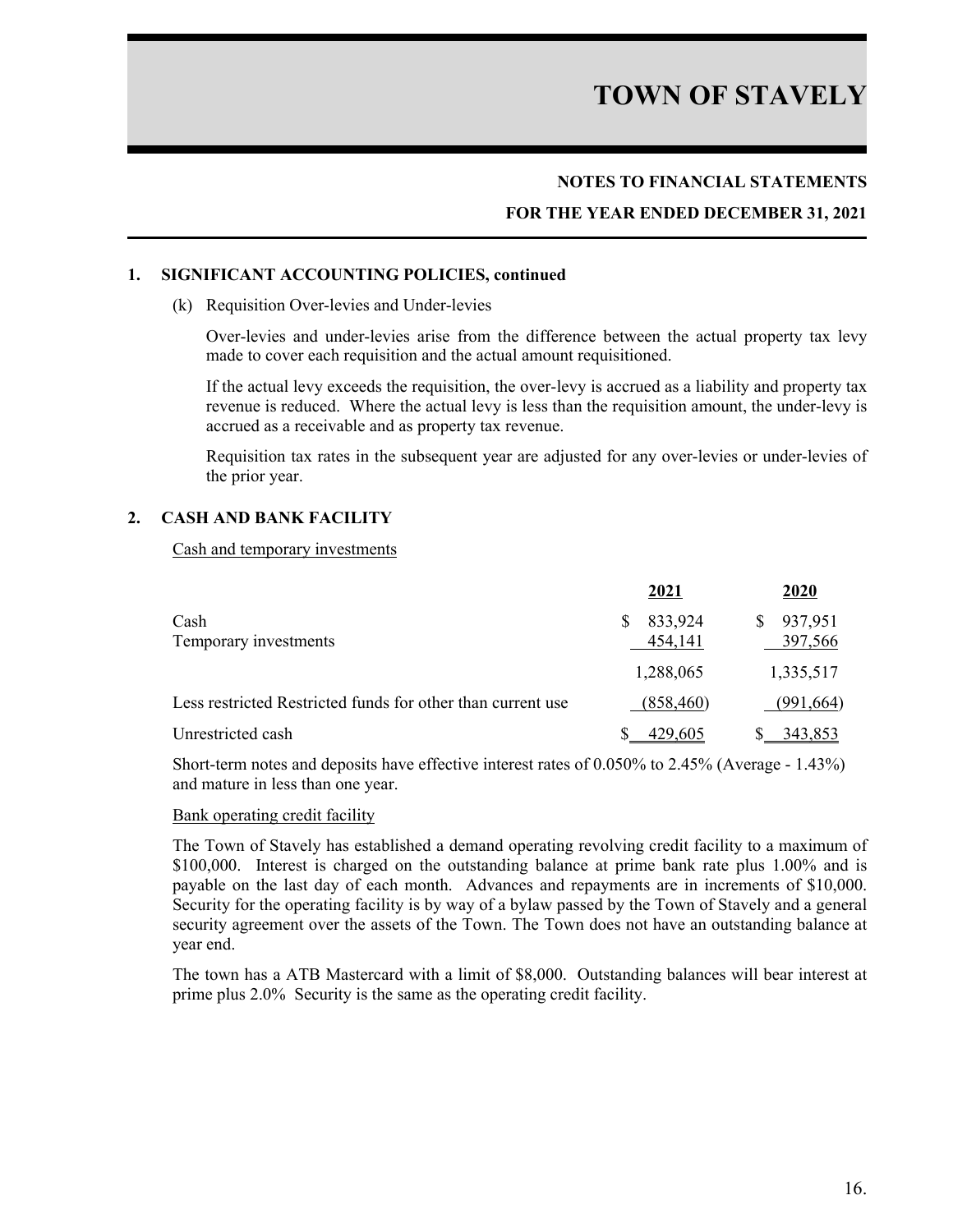# TOWN OF STAVELY

## NOTES TO FINANCIAL STATEMENTS

## FOR THE YEAR ENDED DECEMBER 31, 2021

### 1. SIGNIFICANT ACCOUNTING POLICIES, continued

(k) Requisition Over-levies and Under-levies

Over-levies and under-levies arise from the difference between the actual property tax levy made to cover each requisition and the actual amount requisitioned.

If the actual levy exceeds the requisition, the over-levy is accrued as a liability and property tax revenue is reduced. Where the actual levy is less than the requisition amount, the under-levy is accrued as a receivable and as property tax revenue.

Requisition tax rates in the subsequent year are adjusted for any over-levies or under-levies of the prior year.

### 2. CASH AND BANK FACILITY

Cash and temporary investments

| | 2021 | 2020 |
|---|---|---|
| Cash | $ 833,924 | $ 937,951 |
| Temporary investments | 454,141 | 397,566 |
| | 1,288,065 | 1,335,517 |
| Less restricted Restricted funds for other than current use | (858,460) | (991,664) |
| Unrestricted cash | $ 429,605 | $ 343,853 |

Short-term notes and deposits have effective interest rates of 0.050% to 2.45% (Average - 1.43%) and mature in less than one year.

Bank operating credit facility

The Town of Stavely has established a demand operating revolving credit facility to a maximum of $100,000. Interest is charged on the outstanding balance at prime bank rate plus 1.00% and is payable on the last day of each month. Advances and repayments are in increments of $10,000. Security for the operating facility is by way of a bylaw passed by the Town of Stavely and a general security agreement over the assets of the Town. The Town does not have an outstanding balance at year end.

The town has a ATB Mastercard with a limit of $8,000. Outstanding balances will bear interest at prime plus 2.0% Security is the same as the operating credit facility.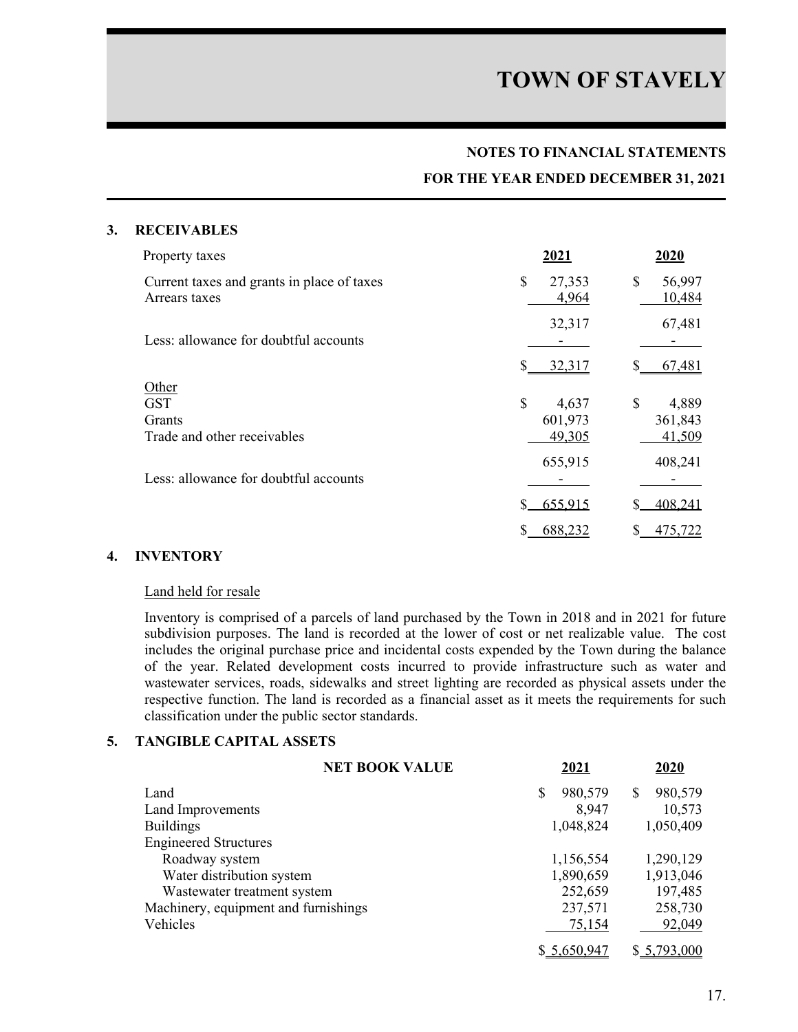# TOWN OF STAVELY

## NOTES TO FINANCIAL STATEMENTS

## FOR THE YEAR ENDED DECEMBER 31, 2021

### 3. RECEIVABLES

| Property taxes | 2021 | 2020 |
|---|---|---|
| Current taxes and grants in place of taxes | $ 27,353 | $ 56,997 |
| Arrears taxes | 4,964 | 10,484 |
| | 32,317 | 67,481 |
| Less: allowance for doubtful accounts | - | - |
| | $ 32,317 | $ 67,481 |
| Other | | |
| GST | $ 4,637 | $ 4,889 |
| Grants | 601,973 | 361,843 |
| Trade and other receivables | 49,305 | 41,509 |
| | 655,915 | 408,241 |
| Less: allowance for doubtful accounts | - | - |
| | $ 655,915 | $ 408,241 |
| | $ 688,232 | $ 475,722 |

### 4. INVENTORY

Land held for resale

Inventory is comprised of a parcels of land purchased by the Town in 2018 and in 2021 for future subdivision purposes. The land is recorded at the lower of cost or net realizable value. The cost includes the original purchase price and incidental costs expended by the Town during the balance of the year. Related development costs incurred to provide infrastructure such as water and wastewater services, roads, sidewalks and street lighting are recorded as physical assets under the respective function. The land is recorded as a financial asset as it meets the requirements for such classification under the public sector standards.

### 5. TANGIBLE CAPITAL ASSETS

| NET BOOK VALUE | 2021 | 2020 |
|---|---|---|
| Land | $ 980,579 | $ 980,579 |
| Land Improvements | 8,947 | 10,573 |
| Buildings | 1,048,824 | 1,050,409 |
| Engineered Structures | | |
| Roadway system | 1,156,554 | 1,290,129 |
| Water distribution system | 1,890,659 | 1,913,046 |
| Wastewater treatment system | 252,659 | 197,485 |
| Machinery, equipment and furnishings | 237,571 | 258,730 |
| Vehicles | 75,154 | 92,049 |
| | $ 5,650,947 | $ 5,793,000 |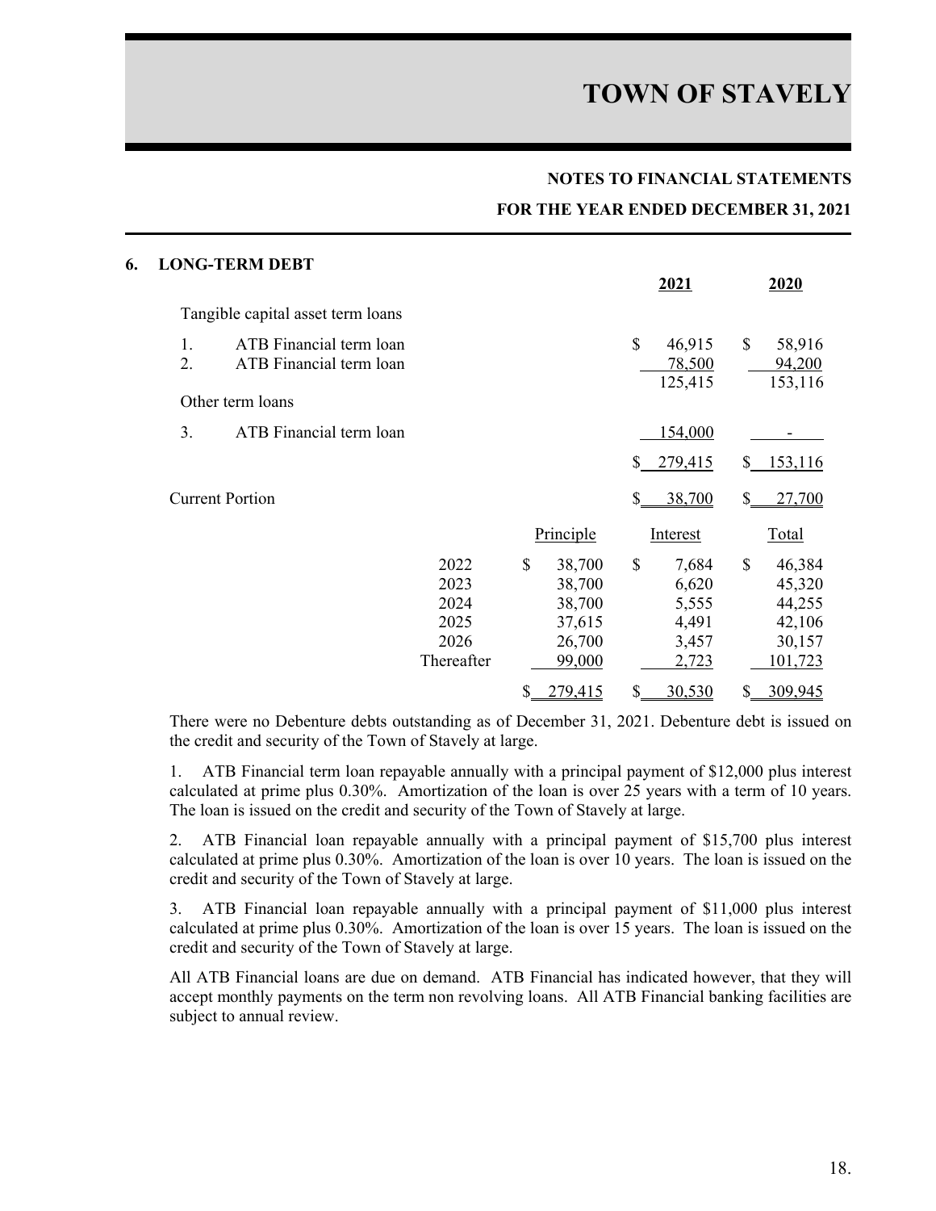## NOTES TO FINANCIAL STATEMENTS

## FOR THE YEAR ENDED DECEMBER 31, 2021

### 6. LONG-TERM DEBT

| | 2021 | 2020 |
|---|---|---|
| Tangible capital asset term loans | | |
| 1. ATB Financial term loan | $ 46,915 | $ 58,916 |
| 2. ATB Financial term loan | 78,500 | 94,200 |
| | 125,415 | 153,116 |
| Other term loans | | |
| 3. ATB Financial term loan | 154,000 | - |
| | $ 279,415 | $ 153,116 |
| Current Portion | $ 38,700 | $ 27,700 |

| | Principle | Interest | Total |
|---|---|---|---|
| 2022 | $ 38,700 | $ 7,684 | $ 46,384 |
| 2023 | 38,700 | 6,620 | 45,320 |
| 2024 | 38,700 | 5,555 | 44,255 |
| 2025 | 37,615 | 4,491 | 42,106 |
| 2026 | 26,700 | 3,457 | 30,157 |
| Thereafter | 99,000 | 2,723 | 101,723 |
| | $ 279,415 | $ 30,530 | $ 309,945 |

There were no Debenture debts outstanding as of December 31, 2021. Debenture debt is issued on the credit and security of the Town of Stavely at large.

1. ATB Financial term loan repayable annually with a principal payment of $12,000 plus interest calculated at prime plus 0.30%. Amortization of the loan is over 25 years with a term of 10 years. The loan is issued on the credit and security of the Town of Stavely at large.

2. ATB Financial loan repayable annually with a principal payment of $15,700 plus interest calculated at prime plus 0.30%. Amortization of the loan is over 10 years. The loan is issued on the credit and security of the Town of Stavely at large.

3. ATB Financial loan repayable annually with a principal payment of $11,000 plus interest calculated at prime plus 0.30%. Amortization of the loan is over 15 years. The loan is issued on the credit and security of the Town of Stavely at large.

All ATB Financial loans are due on demand. ATB Financial has indicated however, that they will accept monthly payments on the term non revolving loans. All ATB Financial banking facilities are subject to annual review.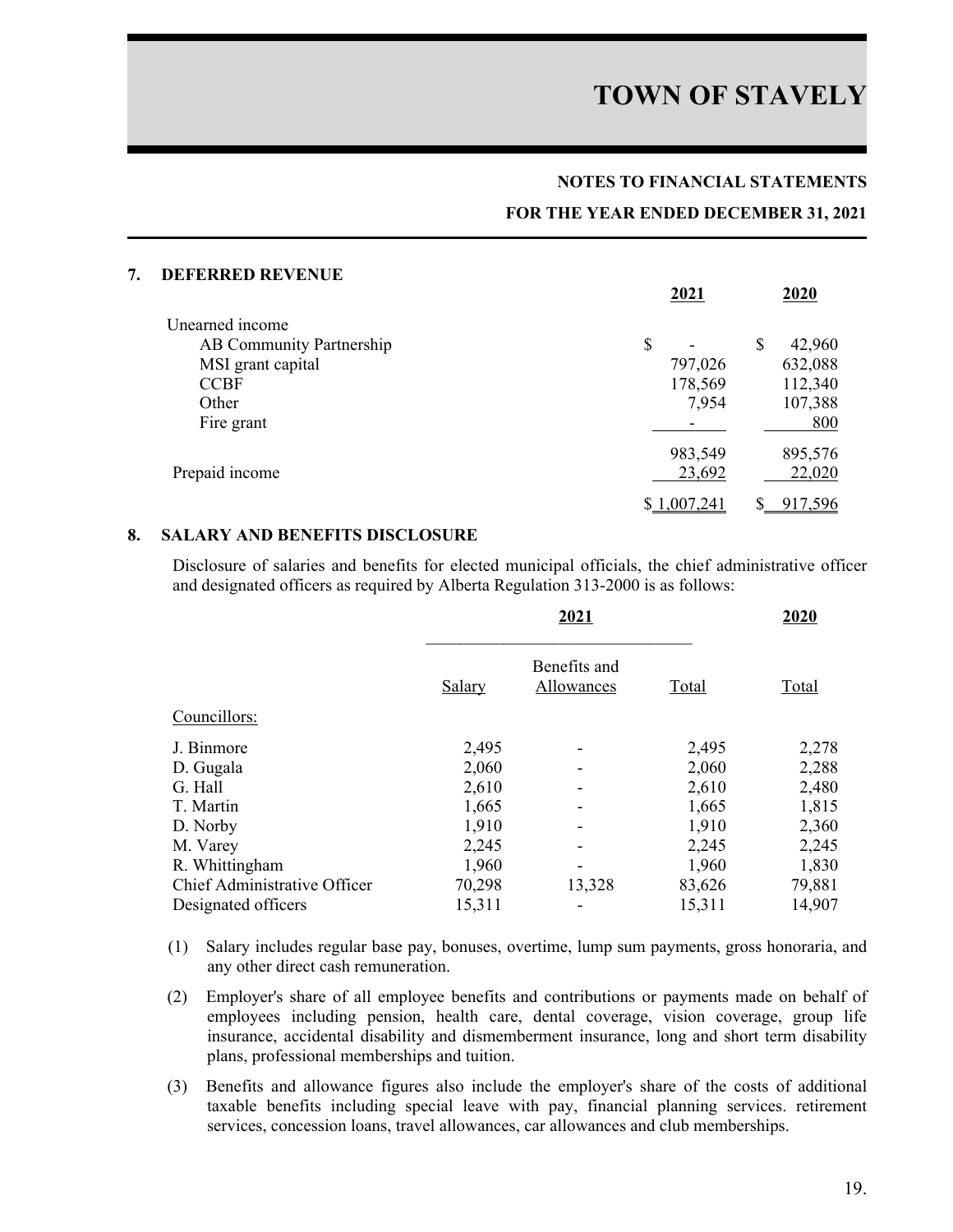# TOWN OF STAVELY

## NOTES TO FINANCIAL STATEMENTS

## FOR THE YEAR ENDED DECEMBER 31, 2021

### 7. DEFERRED REVENUE

| | 2021 | 2020 |
|---|---|---|
| Unearned income | | |
| AB Community Partnership | $ - | $ 42,960 |
| MSI grant capital | 797,026 | 632,088 |
| CCBF | 178,569 | 112,340 |
| Other | 7,954 | 107,388 |
| Fire grant | - | 800 |
| | 983,549 | 895,576 |
| Prepaid income | 23,692 | 22,020 |
| | $ 1,007,241 | $ 917,596 |

### 8. SALARY AND BENEFITS DISCLOSURE

Disclosure of salaries and benefits for elected municipal officials, the chief administrative officer and designated officers as required by Alberta Regulation 313-2000 is as follows:

| | 2021 | | | 2020 |
|---|---|---|---|---|
| | Salary | Benefits and Allowances | Total | Total |
| Councillors: | | | | |
| J. Binmore | 2,495 | - | 2,495 | 2,278 |
| D. Gugala | 2,060 | - | 2,060 | 2,288 |
| G. Hall | 2,610 | - | 2,610 | 2,480 |
| T. Martin | 1,665 | - | 1,665 | 1,815 |
| D. Norby | 1,910 | - | 1,910 | 2,360 |
| M. Varey | 2,245 | - | 2,245 | 2,245 |
| R. Whittingham | 1,960 | - | 1,960 | 1,830 |
| Chief Administrative Officer | 70,298 | 13,328 | 83,626 | 79,881 |
| Designated officers | 15,311 | - | 15,311 | 14,907 |

(1) Salary includes regular base pay, bonuses, overtime, lump sum payments, gross honoraria, and any other direct cash remuneration.

(2) Employer's share of all employee benefits and contributions or payments made on behalf of employees including pension, health care, dental coverage, vision coverage, group life insurance, accidental disability and dismemberment insurance, long and short term disability plans, professional memberships and tuition.

(3) Benefits and allowance figures also include the employer's share of the costs of additional taxable benefits including special leave with pay, financial planning services. retirement services, concession loans, travel allowances, car allowances and club memberships.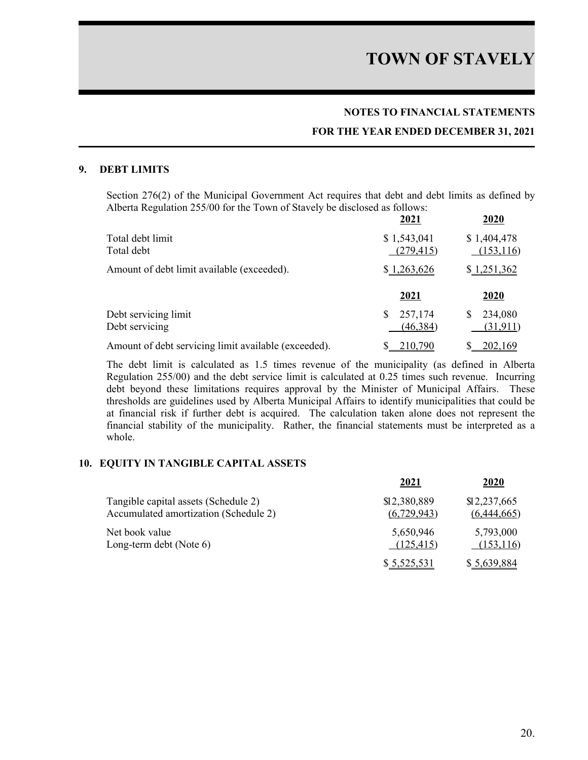# TOWN OF STAVELY

**NOTES TO FINANCIAL STATEMENTS**

**FOR THE YEAR ENDED DECEMBER 31, 2021**

## 9. DEBT LIMITS

Section 276(2) of the Municipal Government Act requires that debt and debt limits as defined by Alberta Regulation 255/00 for the Town of Stavely be disclosed as follows:

| | 2021 | 2020 |
|---|---|---|
| Total debt limit | $ 1,543,041 | $ 1,404,478 |
| Total debt | (279,415) | (153,116) |
| Amount of debt limit available (exceeded). | $ 1,263,626 | $ 1,251,362 |

| | 2021 | 2020 |
|---|---|---|
| Debt servicing limit | $ 257,174 | $ 234,080 |
| Debt servicing | (46,384) | (31,911) |
| Amount of debt servicing limit available (exceeded). | $ 210,790 | $ 202,169 |

The debt limit is calculated as 1.5 times revenue of the municipality (as defined in Alberta Regulation 255/00) and the debt service limit is calculated at 0.25 times such revenue. Incurring debt beyond these limitations requires approval by the Minister of Municipal Affairs. These thresholds are guidelines used by Alberta Municipal Affairs to identify municipalities that could be at financial risk if further debt is acquired. The calculation taken alone does not represent the financial stability of the municipality. Rather, the financial statements must be interpreted as a whole.

## 10. EQUITY IN TANGIBLE CAPITAL ASSETS

| | 2021 | 2020 |
|---|---|---|
| Tangible capital assets (Schedule 2) | $12,380,889 | $12,237,665 |
| Accumulated amortization (Schedule 2) | (6,729,943) | (6,444,665) |
| Net book value | 5,650,946 | 5,793,000 |
| Long-term debt (Note 6) | (125,415) | (153,116) |
| | $ 5,525,531 | $ 5,639,884 |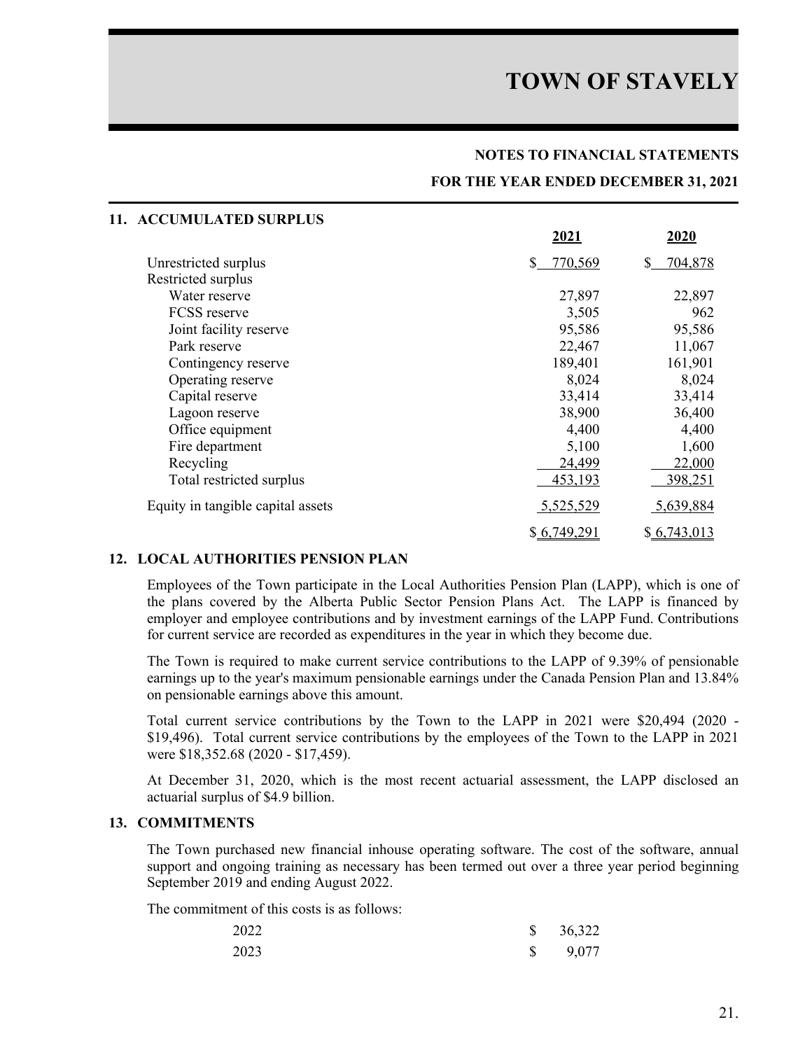# TOWN OF STAVELY

## NOTES TO FINANCIAL STATEMENTS

## FOR THE YEAR ENDED DECEMBER 31, 2021

### 11. ACCUMULATED SURPLUS

| | 2021 | 2020 |
|---|---|---|
| Unrestricted surplus | $ 770,569 | $ 704,878 |
| Restricted surplus | | |
| Water reserve | 27,897 | 22,897 |
| FCSS reserve | 3,505 | 962 |
| Joint facility reserve | 95,586 | 95,586 |
| Park reserve | 22,467 | 11,067 |
| Contingency reserve | 189,401 | 161,901 |
| Operating reserve | 8,024 | 8,024 |
| Capital reserve | 33,414 | 33,414 |
| Lagoon reserve | 38,900 | 36,400 |
| Office equipment | 4,400 | 4,400 |
| Fire department | 5,100 | 1,600 |
| Recycling | 24,499 | 22,000 |
| Total restricted surplus | 453,193 | 398,251 |
| Equity in tangible capital assets | 5,525,529 | 5,639,884 |
| | $ 6,749,291 | $ 6,743,013 |

### 12. LOCAL AUTHORITIES PENSION PLAN

Employees of the Town participate in the Local Authorities Pension Plan (LAPP), which is one of the plans covered by the Alberta Public Sector Pension Plans Act. The LAPP is financed by employer and employee contributions and by investment earnings of the LAPP Fund. Contributions for current service are recorded as expenditures in the year in which they become due.

The Town is required to make current service contributions to the LAPP of 9.39% of pensionable earnings up to the year's maximum pensionable earnings under the Canada Pension Plan and 13.84% on pensionable earnings above this amount.

Total current service contributions by the Town to the LAPP in 2021 were $20,494 (2020 - $19,496). Total current service contributions by the employees of the Town to the LAPP in 2021 were $18,352.68 (2020 - $17,459).

At December 31, 2020, which is the most recent actuarial assessment, the LAPP disclosed an actuarial surplus of $4.9 billion.

### 13. COMMITMENTS

The Town purchased new financial inhouse operating software. The cost of the software, annual support and ongoing training as necessary has been termed out over a three year period beginning September 2019 and ending August 2022.

The commitment of this costs is as follows:

| | |
|---|---|
| 2022 | $ 36,322 |
| 2023 | $ 9,077 |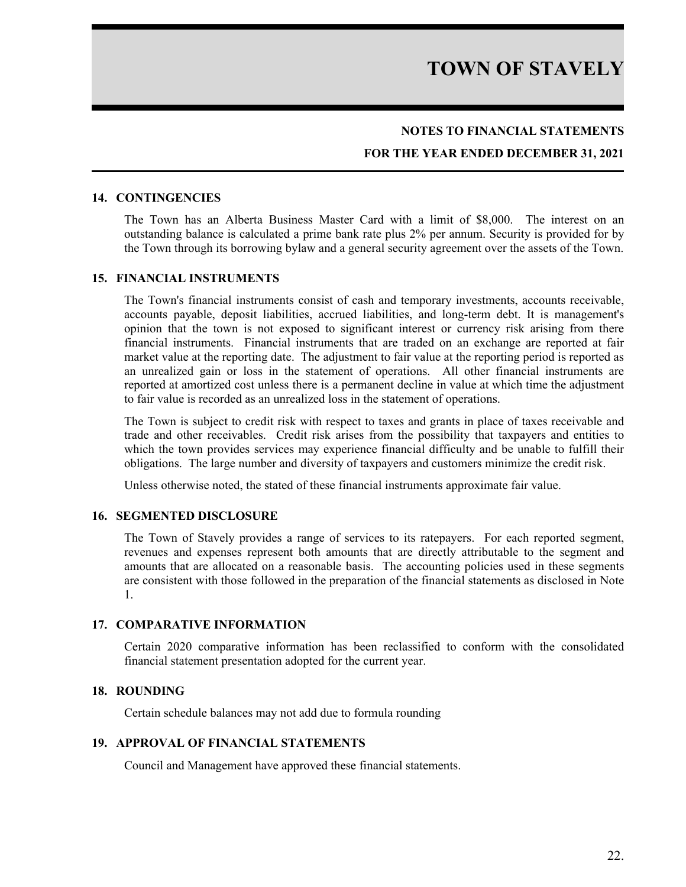# TOWN OF STAVELY

## NOTES TO FINANCIAL STATEMENTS

## FOR THE YEAR ENDED DECEMBER 31, 2021

### 14. CONTINGENCIES

The Town has an Alberta Business Master Card with a limit of $8,000. The interest on an outstanding balance is calculated a prime bank rate plus 2% per annum. Security is provided for by the Town through its borrowing bylaw and a general security agreement over the assets of the Town.

### 15. FINANCIAL INSTRUMENTS

The Town's financial instruments consist of cash and temporary investments, accounts receivable, accounts payable, deposit liabilities, accrued liabilities, and long-term debt. It is management's opinion that the town is not exposed to significant interest or currency risk arising from there financial instruments. Financial instruments that are traded on an exchange are reported at fair market value at the reporting date. The adjustment to fair value at the reporting period is reported as an unrealized gain or loss in the statement of operations. All other financial instruments are reported at amortized cost unless there is a permanent decline in value at which time the adjustment to fair value is recorded as an unrealized loss in the statement of operations.

The Town is subject to credit risk with respect to taxes and grants in place of taxes receivable and trade and other receivables. Credit risk arises from the possibility that taxpayers and entities to which the town provides services may experience financial difficulty and be unable to fulfill their obligations. The large number and diversity of taxpayers and customers minimize the credit risk.

Unless otherwise noted, the stated of these financial instruments approximate fair value.

### 16. SEGMENTED DISCLOSURE

The Town of Stavely provides a range of services to its ratepayers. For each reported segment, revenues and expenses represent both amounts that are directly attributable to the segment and amounts that are allocated on a reasonable basis. The accounting policies used in these segments are consistent with those followed in the preparation of the financial statements as disclosed in Note 1.

### 17. COMPARATIVE INFORMATION

Certain 2020 comparative information has been reclassified to conform with the consolidated financial statement presentation adopted for the current year.

### 18. ROUNDING

Certain schedule balances may not add due to formula rounding

### 19. APPROVAL OF FINANCIAL STATEMENTS

Council and Management have approved these financial statements.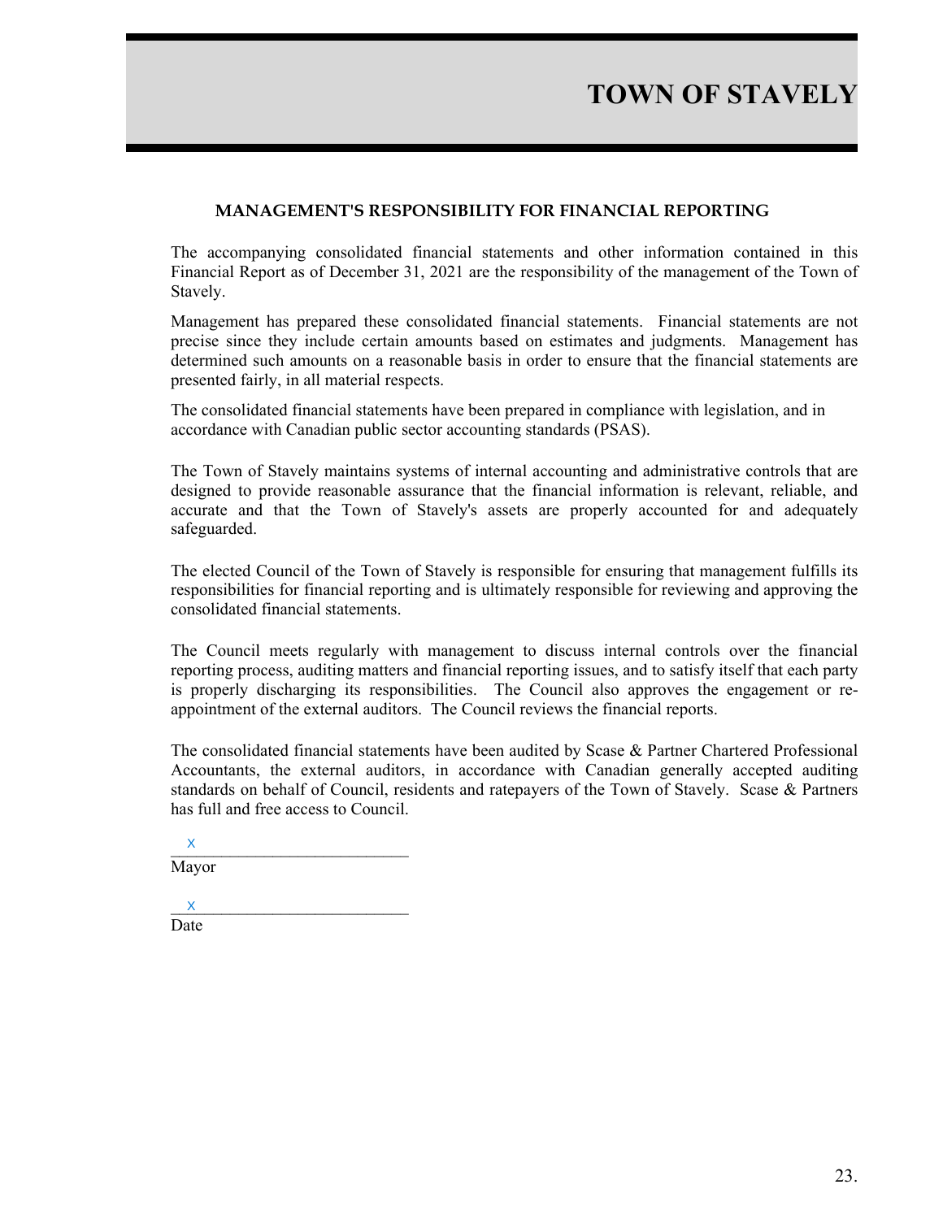# TOWN OF STAVELY

## MANAGEMENT'S RESPONSIBILITY FOR FINANCIAL REPORTING

The accompanying consolidated financial statements and other information contained in this Financial Report as of December 31, 2021 are the responsibility of the management of the Town of Stavely.

Management has prepared these consolidated financial statements. Financial statements are not precise since they include certain amounts based on estimates and judgments. Management has determined such amounts on a reasonable basis in order to ensure that the financial statements are presented fairly, in all material respects.

The consolidated financial statements have been prepared in compliance with legislation, and in accordance with Canadian public sector accounting standards (PSAS).

The Town of Stavely maintains systems of internal accounting and administrative controls that are designed to provide reasonable assurance that the financial information is relevant, reliable, and accurate and that the Town of Stavely's assets are properly accounted for and adequately safeguarded.

The elected Council of the Town of Stavely is responsible for ensuring that management fulfills its responsibilities for financial reporting and is ultimately responsible for reviewing and approving the consolidated financial statements.

The Council meets regularly with management to discuss internal controls over the financial reporting process, auditing matters and financial reporting issues, and to satisfy itself that each party is properly discharging its responsibilities. The Council also approves the engagement or re-appointment of the external auditors. The Council reviews the financial reports.

The consolidated financial statements have been audited by Scase & Partner Chartered Professional Accountants, the external auditors, in accordance with Canadian generally accepted auditing standards on behalf of Council, residents and ratepayers of the Town of Stavely. Scase & Partners has full and free access to Council.

x\_\_\_\_\_\_\_\_\_\_\_\_\_\_\_\_\_\_\_\_\_\_\_\_\_\_

Mayor

x\_\_\_\_\_\_\_\_\_\_\_\_\_\_\_\_\_\_\_\_\_\_\_\_\_\_

Date